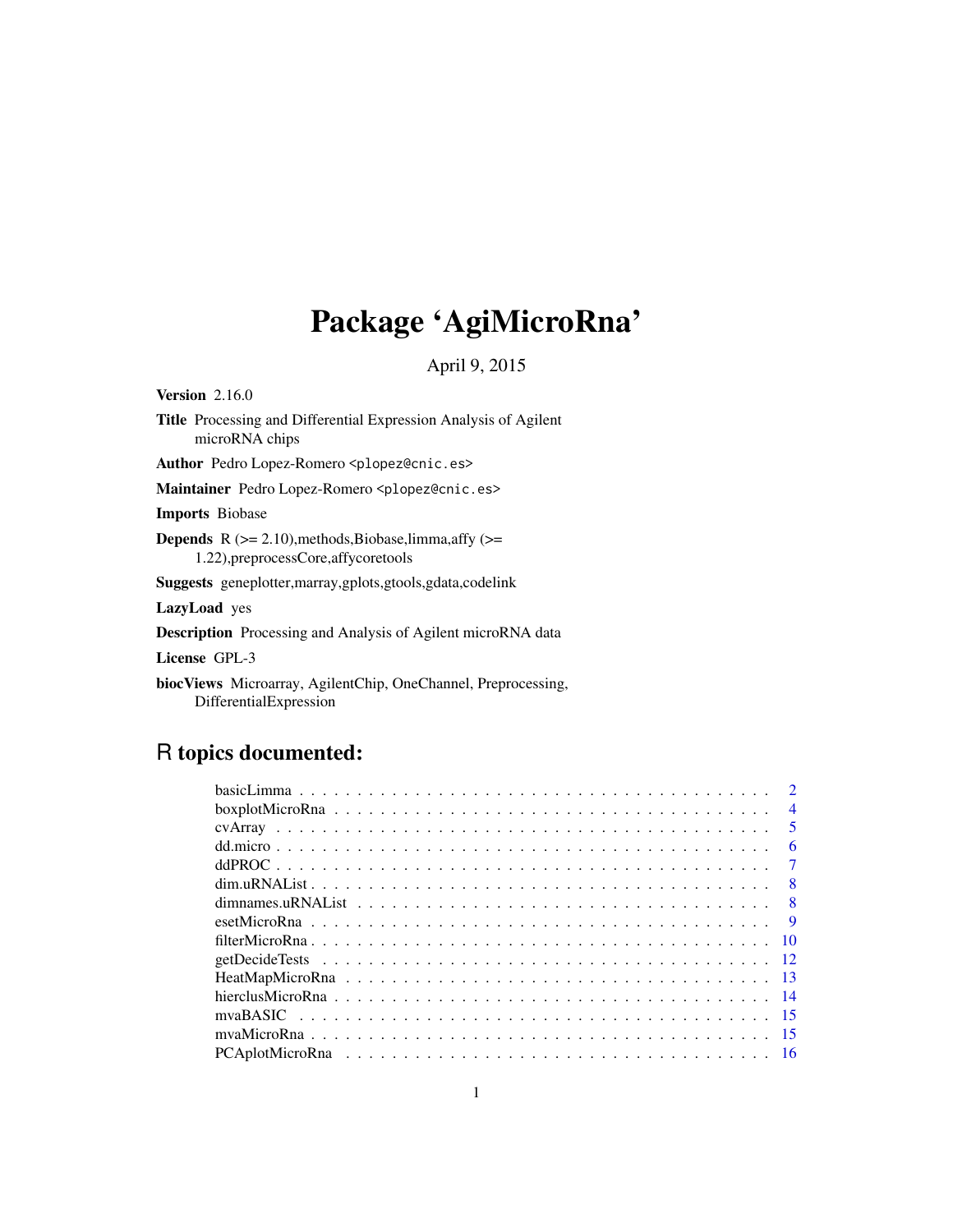# Package 'AgiMicroRna'

April 9, 2015

**Version** 2.16.0

**Title** Processing and Differential Expression Analysis of Agilent microRNA chips

**Author** Pedro Lopez-Romero <plopez@cnic.es>

**Maintainer** Pedro Lopez-Romero <plopez@cnic.es>

**Imports** Biobase

**Depends** R (>= 2.10),methods,Biobase,limma,affy (>= 1.22),preprocessCore,affycoretools

**Suggests** geneplotter,marray,gplots,gtools,gdata,codelink

**LazyLoad** yes

**Description** Processing and Analysis of Agilent microRNA data

**License** GPL-3

**biocViews** Microarray, AgilentChip, OneChannel, Preprocessing, DifferentialExpression

## R topics documented:

| | |
|---|---|
| basicLimma | 2 |
| boxplotMicroRna | 4 |
| cvArray | 5 |
| dd.micro | 6 |
| ddPROC | 7 |
| dim.uRNAList | 8 |
| dimnames.uRNAList | 8 |
| esetMicroRna | 9 |
| filterMicroRna | 10 |
| getDecideTests | 12 |
| HeatMapMicroRna | 13 |
| hierclusMicroRna | 14 |
| mvaBASIC | 15 |
| mvaMicroRna | 15 |
| PCAplotMicroRna | 16 |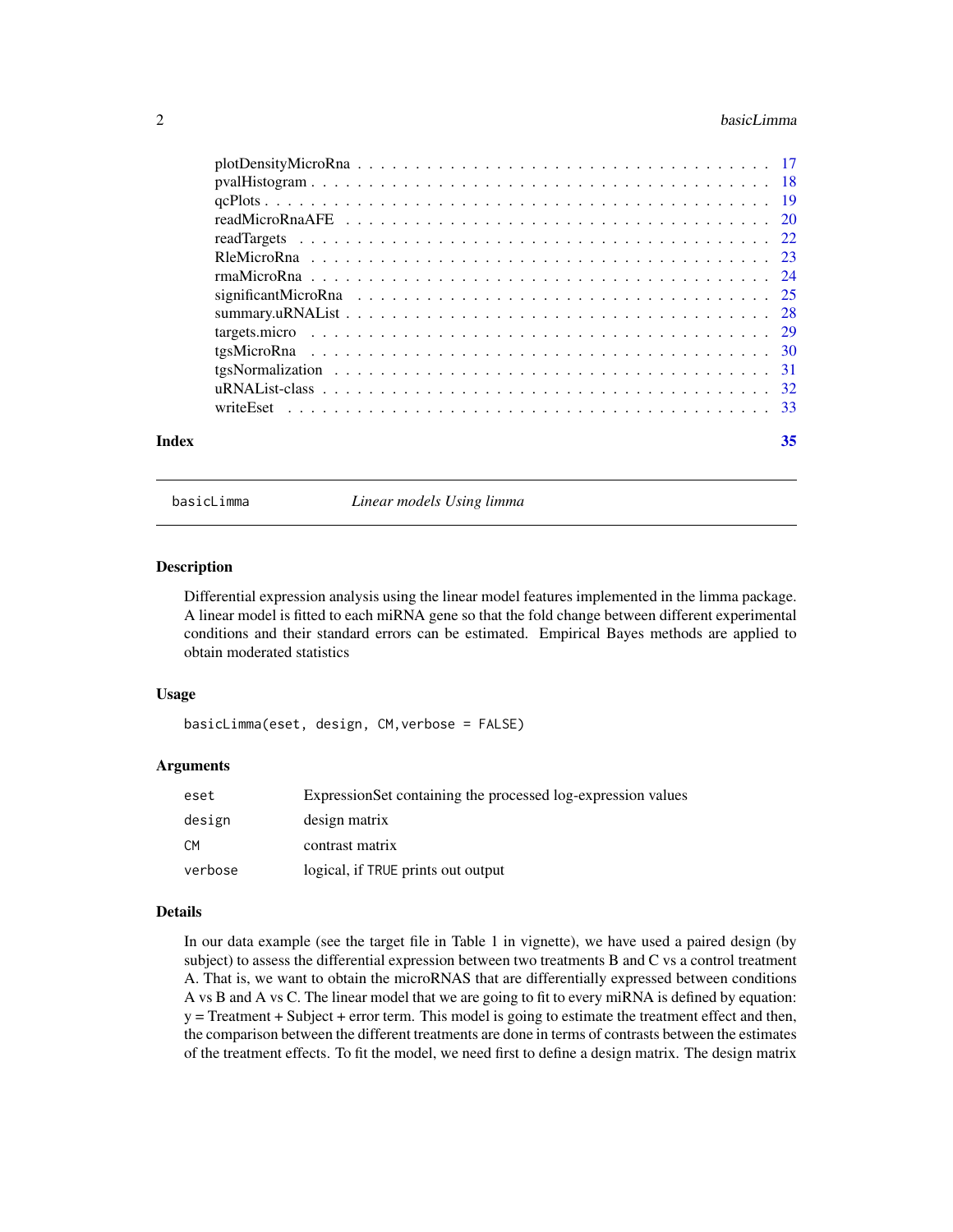plotDensityMicroRna . . . . . . . . . . . . . . . . . . . . . . . . . . . . . . . . . . . . 17
pvalHistogram . . . . . . . . . . . . . . . . . . . . . . . . . . . . . . . . . . . . . . . 18
qcPlots . . . . . . . . . . . . . . . . . . . . . . . . . . . . . . . . . . . . . . . . . . . 19
readMicroRnaAFE . . . . . . . . . . . . . . . . . . . . . . . . . . . . . . . . . . . . . 20
readTargets . . . . . . . . . . . . . . . . . . . . . . . . . . . . . . . . . . . . . . . . 22
RleMicroRna . . . . . . . . . . . . . . . . . . . . . . . . . . . . . . . . . . . . . . . . 23
rmaMicroRna . . . . . . . . . . . . . . . . . . . . . . . . . . . . . . . . . . . . . . . . 24
significantMicroRna . . . . . . . . . . . . . . . . . . . . . . . . . . . . . . . . . . . . 25
summary.uRNAList . . . . . . . . . . . . . . . . . . . . . . . . . . . . . . . . . . . . . 28
targets.micro . . . . . . . . . . . . . . . . . . . . . . . . . . . . . . . . . . . . . . . 29
tgsMicroRna . . . . . . . . . . . . . . . . . . . . . . . . . . . . . . . . . . . . . . . . 30
tgsNormalization . . . . . . . . . . . . . . . . . . . . . . . . . . . . . . . . . . . . . 31
uRNAList-class . . . . . . . . . . . . . . . . . . . . . . . . . . . . . . . . . . . . . . . 32
writeEset . . . . . . . . . . . . . . . . . . . . . . . . . . . . . . . . . . . . . . . . . . 33

**Index** 35

---

## basicLimma — *Linear models Using limma*

### Description

Differential expression analysis using the linear model features implemented in the limma package. A linear model is fitted to each miRNA gene so that the fold change between different experimental conditions and their standard errors can be estimated. Empirical Bayes methods are applied to obtain moderated statistics

### Usage

```
basicLimma(eset, design, CM,verbose = FALSE)
```

### Arguments

| | |
|---|---|
| eset | ExpressionSet containing the processed log-expression values |
| design | design matrix |
| CM | contrast matrix |
| verbose | logical, if TRUE prints out output |

### Details

In our data example (see the target file in Table 1 in vignette), we have used a paired design (by subject) to assess the differential expression between two treatments B and C vs a control treatment A. That is, we want to obtain the microRNAS that are differentially expressed between conditions A vs B and A vs C. The linear model that we are going to fit to every miRNA is defined by equation: y = Treatment + Subject + error term. This model is going to estimate the treatment effect and then, the comparison between the different treatments are done in terms of contrasts between the estimates of the treatment effects. To fit the model, we need first to define a design matrix. The design matrix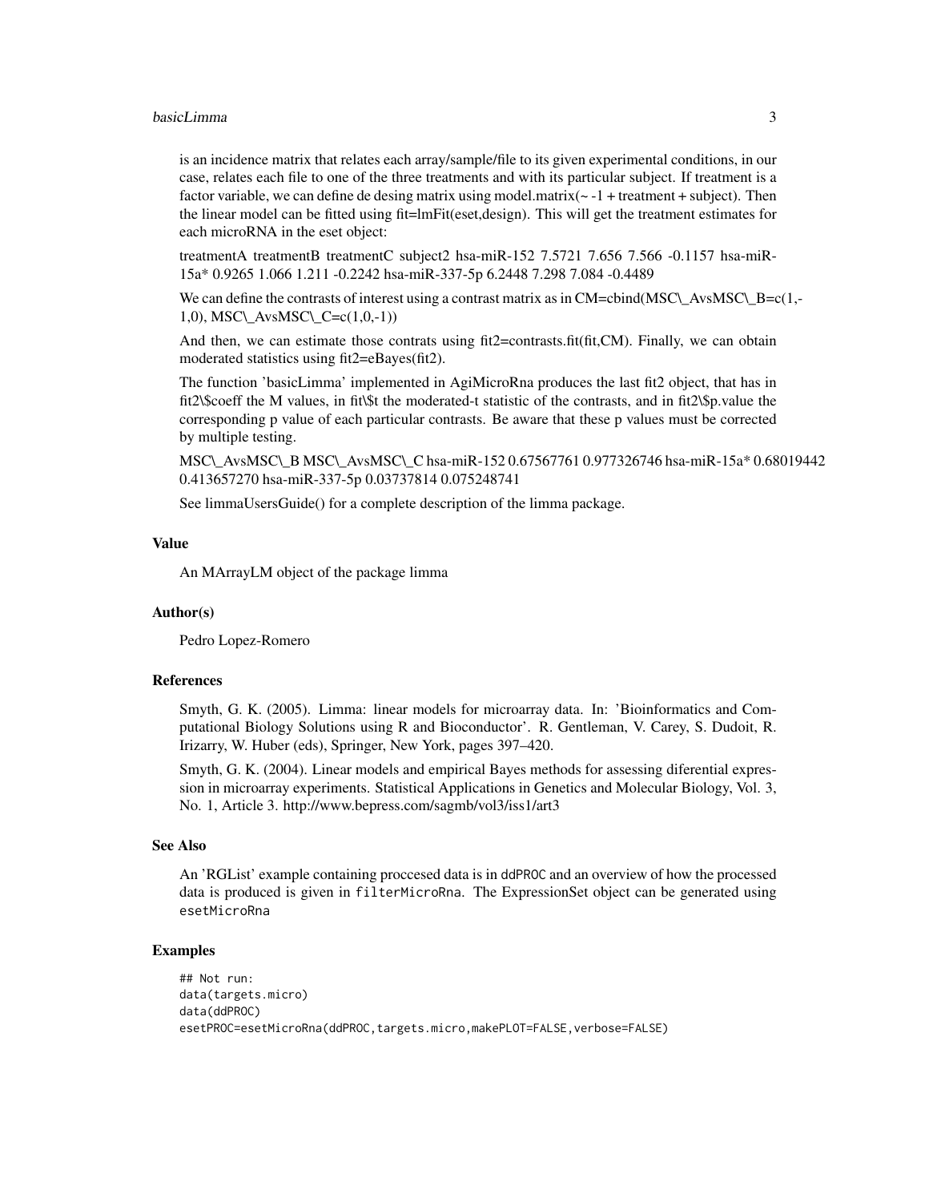is an incidence matrix that relates each array/sample/file to its given experimental conditions, in our case, relates each file to one of the three treatments and with its particular subject. If treatment is a factor variable, we can define de desing matrix using model.matrix(~ -1 + treatment + subject). Then the linear model can be fitted using fit=lmFit(eset,design). This will get the treatment estimates for each microRNA in the eset object:

treatmentA treatmentB treatmentC subject2 hsa-miR-152 7.5721 7.656 7.566 -0.1157 hsa-miR-15a* 0.9265 1.066 1.211 -0.2242 hsa-miR-337-5p 6.2448 7.298 7.084 -0.4489

We can define the contrasts of interest using a contrast matrix as in CM=cbind(MSC\_AvsMSC\_B=c(1,-1,0), MSC\_AvsMSC\_C=c(1,0,-1))

And then, we can estimate those contrats using fit2=contrasts.fit(fit,CM). Finally, we can obtain moderated statistics using fit2=eBayes(fit2).

The function 'basicLimma' implemented in AgiMicroRna produces the last fit2 object, that has in fit2\$coeff the M values, in fit\$t the moderated-t statistic of the contrasts, and in fit2\$p.value the corresponding p value of each particular contrasts. Be aware that these p values must be corrected by multiple testing.

MSC\_AvsMSC\_B MSC\_AvsMSC\_C hsa-miR-152 0.67567761 0.977326746 hsa-miR-15a* 0.68019442 0.413657270 hsa-miR-337-5p 0.03737814 0.075248741

See limmaUsersGuide() for a complete description of the limma package.

### Value

An MArrayLM object of the package limma

### Author(s)

Pedro Lopez-Romero

### References

Smyth, G. K. (2005). Limma: linear models for microarray data. In: 'Bioinformatics and Computational Biology Solutions using R and Bioconductor'. R. Gentleman, V. Carey, S. Dudoit, R. Irizarry, W. Huber (eds), Springer, New York, pages 397–420.

Smyth, G. K. (2004). Linear models and empirical Bayes methods for assessing diferential expression in microarray experiments. Statistical Applications in Genetics and Molecular Biology, Vol. 3, No. 1, Article 3. http://www.bepress.com/sagmb/vol3/iss1/art3

### See Also

An 'RGList' example containing proccesed data is in `ddPROC` and an overview of how the processed data is produced is given in `filterMicroRna`. The ExpressionSet object can be generated using `esetMicroRna`

### Examples

```
## Not run:
data(targets.micro)
data(ddPROC)
esetPROC=esetMicroRna(ddPROC,targets.micro,makePLOT=FALSE,verbose=FALSE)
```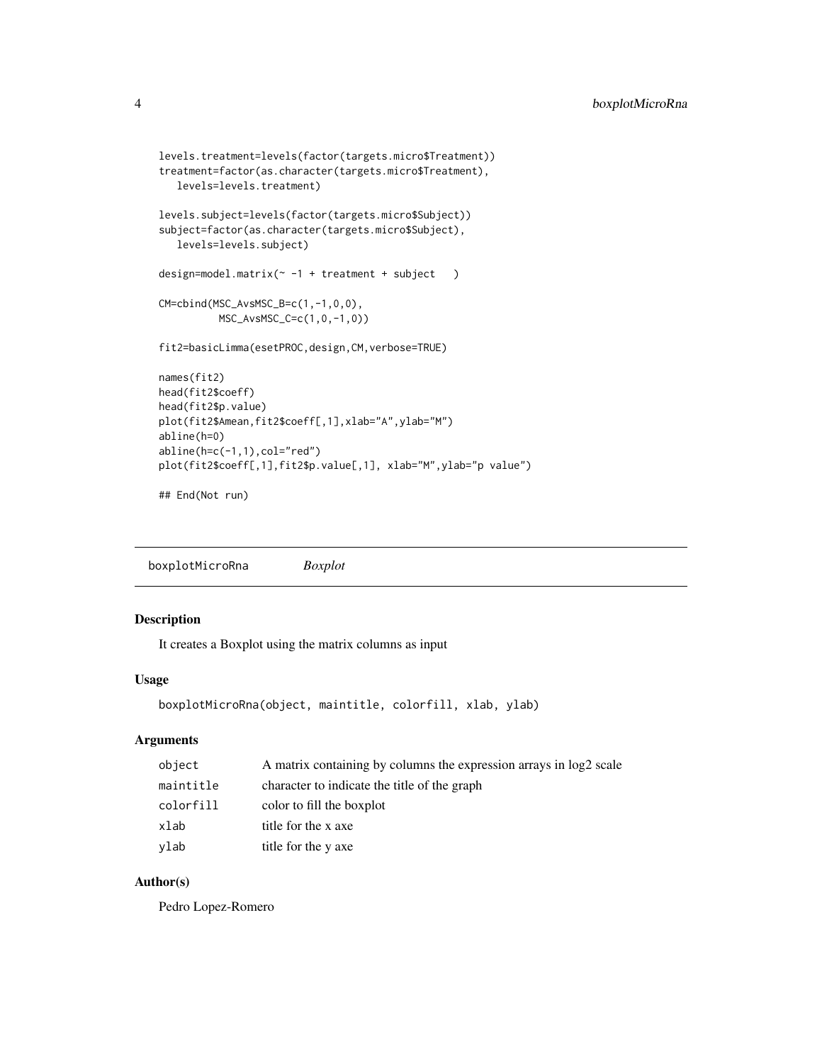```
levels.treatment=levels(factor(targets.micro$Treatment))
treatment=factor(as.character(targets.micro$Treatment),
   levels=levels.treatment)

levels.subject=levels(factor(targets.micro$Subject))
subject=factor(as.character(targets.micro$Subject),
   levels=levels.subject)

design=model.matrix(~ -1 + treatment + subject   )

CM=cbind(MSC_AvsMSC_B=c(1,-1,0,0),
          MSC_AvsMSC_C=c(1,0,-1,0))

fit2=basicLimma(esetPROC,design,CM,verbose=TRUE)

names(fit2)
head(fit2$coeff)
head(fit2$p.value)
plot(fit2$Amean,fit2$coeff[,1],xlab="A",ylab="M")
abline(h=0)
abline(h=c(-1,1),col="red")
plot(fit2$coeff[,1],fit2$p.value[,1], xlab="M",ylab="p value")

## End(Not run)
```

---

## boxplotMicroRna *Boxplot*

### Description

It creates a Boxplot using the matrix columns as input

### Usage

```
boxplotMicroRna(object, maintitle, colorfill, xlab, ylab)
```

### Arguments

| | |
|---|---|
| `object` | A matrix containing by columns the expression arrays in log2 scale |
| `maintitle` | character to indicate the title of the graph |
| `colorfill` | color to fill the boxplot |
| `xlab` | title for the x axe |
| `ylab` | title for the y axe |

### Author(s)

Pedro Lopez-Romero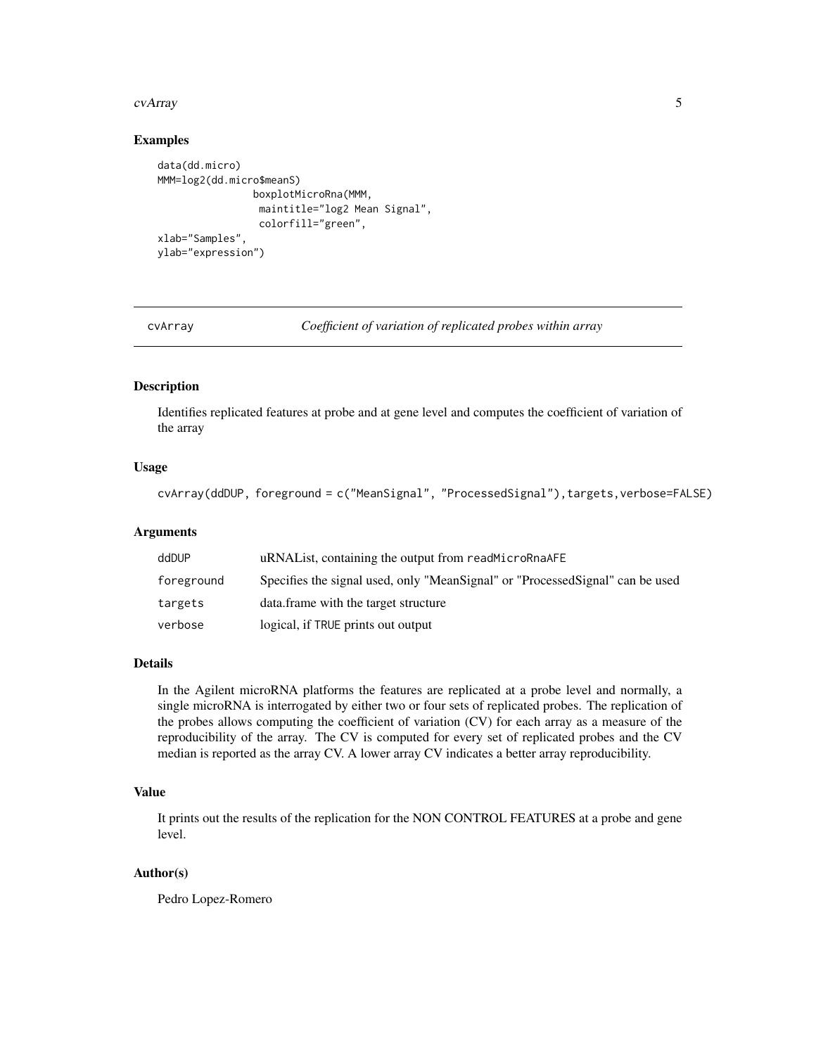## Examples

```
data(dd.micro)
MMM=log2(dd.micro$meanS)
                boxplotMicroRna(MMM,
                 maintitle="log2 Mean Signal",
                 colorfill="green",
xlab="Samples",
ylab="expression")
```

---

# cvArray — *Coefficient of variation of replicated probes within array*

---

## Description

Identifies replicated features at probe and at gene level and computes the coefficient of variation of the array

## Usage

```
cvArray(ddDUP, foreground = c("MeanSignal", "ProcessedSignal"),targets,verbose=FALSE)
```

## Arguments

| | |
|---|---|
| ddDUP | uRNAList, containing the output from readMicroRnaAFE |
| foreground | Specifies the signal used, only "MeanSignal" or "ProcessedSignal" can be used |
| targets | data.frame with the target structure |
| verbose | logical, if TRUE prints out output |

## Details

In the Agilent microRNA platforms the features are replicated at a probe level and normally, a single microRNA is interrogated by either two or four sets of replicated probes. The replication of the probes allows computing the coefficient of variation (CV) for each array as a measure of the reproducibility of the array. The CV is computed for every set of replicated probes and the CV median is reported as the array CV. A lower array CV indicates a better array reproducibility.

## Value

It prints out the results of the replication for the NON CONTROL FEATURES at a probe and gene level.

## Author(s)

Pedro Lopez-Romero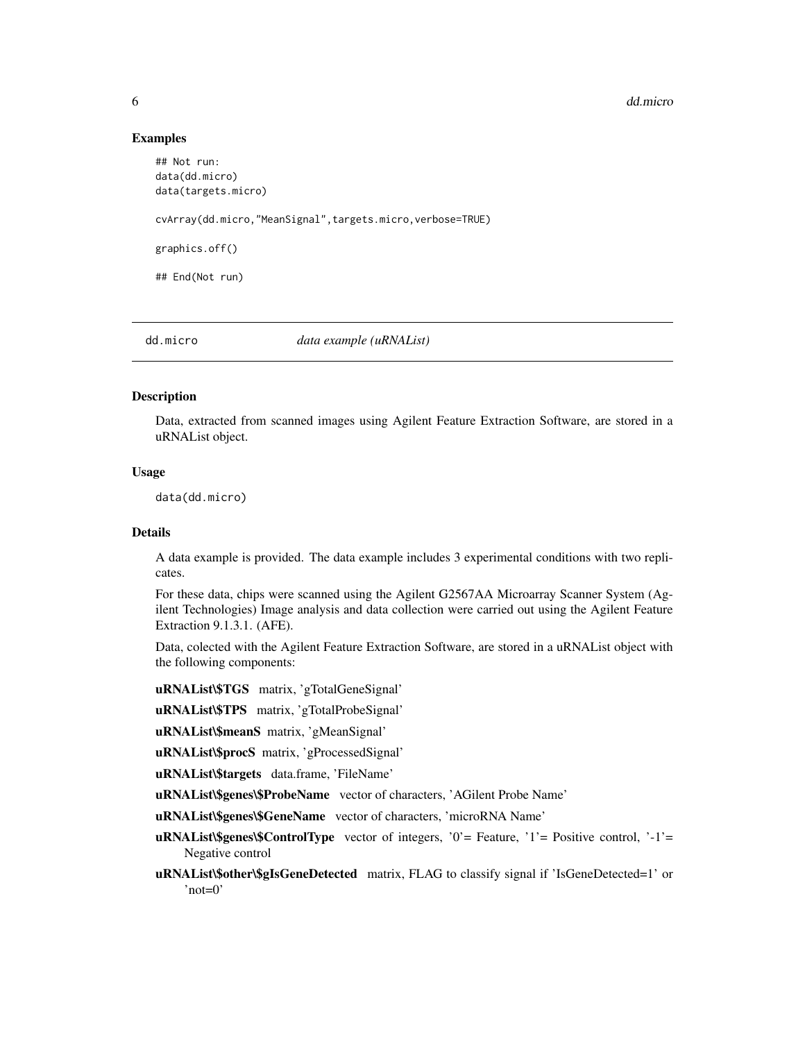### Examples

```
## Not run:
data(dd.micro)
data(targets.micro)

cvArray(dd.micro,"MeanSignal",targets.micro,verbose=TRUE)

graphics.off()

## End(Not run)
```

---

## dd.micro *data example (uRNAList)*

---

### Description

Data, extracted from scanned images using Agilent Feature Extraction Software, are stored in a uRNAList object.

### Usage

```
data(dd.micro)
```

### Details

A data example is provided. The data example includes 3 experimental conditions with two replicates.

For these data, chips were scanned using the Agilent G2567AA Microarray Scanner System (Agilent Technologies) Image analysis and data collection were carried out using the Agilent Feature Extraction 9.1.3.1. (AFE).

Data, colected with the Agilent Feature Extraction Software, are stored in a uRNAList object with the following components:

**uRNAList\$TGS** matrix, 'gTotalGeneSignal'

**uRNAList\$TPS** matrix, 'gTotalProbeSignal'

**uRNAList\$meanS** matrix, 'gMeanSignal'

**uRNAList\$procS** matrix, 'gProcessedSignal'

**uRNAList\$targets** data.frame, 'FileName'

**uRNAList\$genes\$ProbeName** vector of characters, 'AGilent Probe Name'

**uRNAList\$genes\$GeneName** vector of characters, 'microRNA Name'

**uRNAList\$genes\$ControlType** vector of integers, '0'= Feature, '1'= Positive control, '-1'= Negative control

**uRNAList\$other\$gIsGeneDetected** matrix, FLAG to classify signal if 'IsGeneDetected=1' or 'not=0'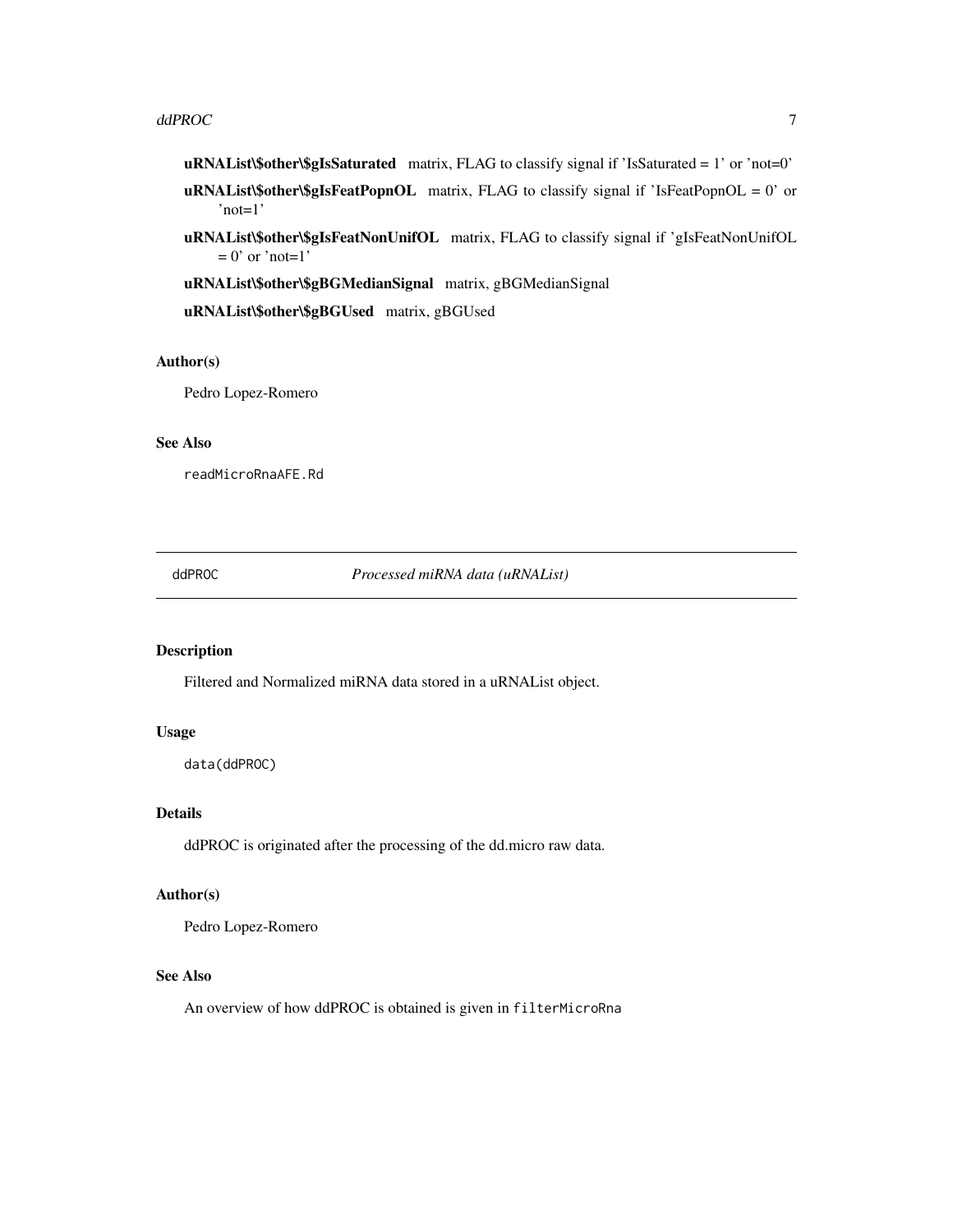**uRNAList\$other\$gIsSaturated** matrix, FLAG to classify signal if 'IsSaturated = 1' or 'not=0'

**uRNAList\$other\$gIsFeatPopnOL** matrix, FLAG to classify signal if 'IsFeatPopnOL = 0' or 'not=1'

**uRNAList\$other\$gIsFeatNonUnifOL** matrix, FLAG to classify signal if 'gIsFeatNonUnifOL = 0' or 'not=1'

**uRNAList\$other\$gBGMedianSignal** matrix, gBGMedianSignal

**uRNAList\$other\$gBGUsed** matrix, gBGUsed

### Author(s)

Pedro Lopez-Romero

### See Also

`readMicroRnaAFE.Rd`

---

## ddPROC — *Processed miRNA data (uRNAList)*

### Description

Filtered and Normalized miRNA data stored in a uRNAList object.

### Usage

```
data(ddPROC)
```

### Details

ddPROC is originated after the processing of the dd.micro raw data.

### Author(s)

Pedro Lopez-Romero

### See Also

An overview of how ddPROC is obtained is given in `filterMicroRna`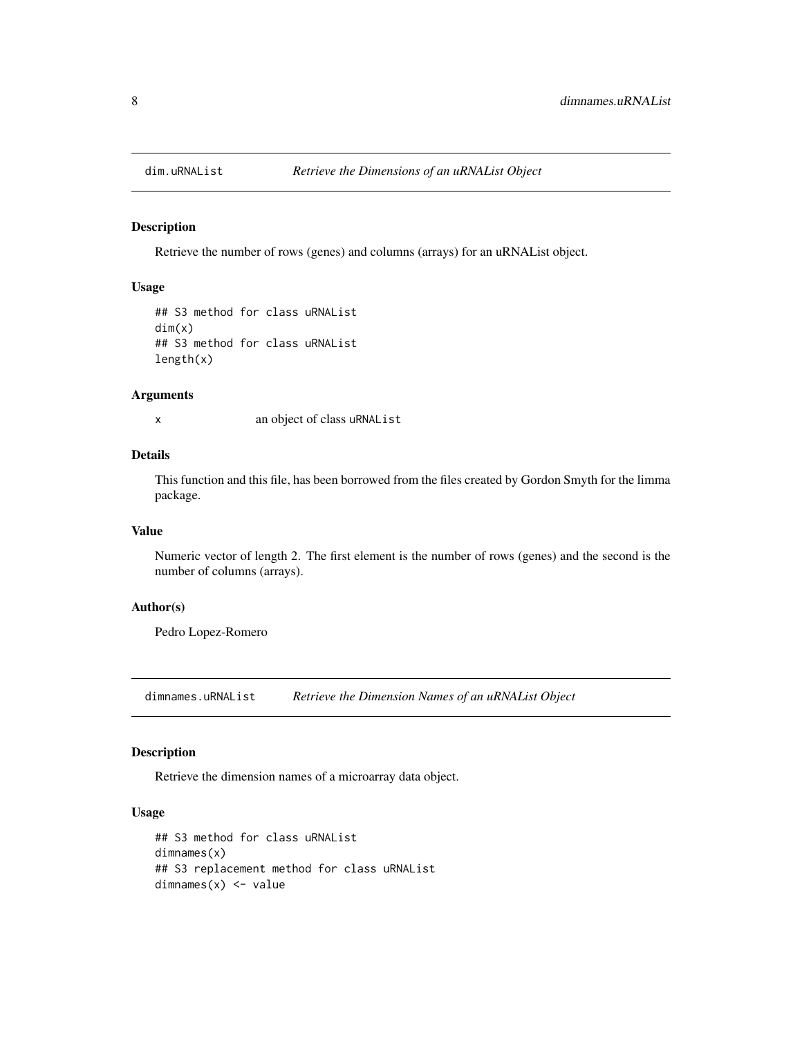## dim.uRNAList *Retrieve the Dimensions of an uRNAList Object*

### Description

Retrieve the number of rows (genes) and columns (arrays) for an uRNAList object.

### Usage

```
## S3 method for class uRNAList
dim(x)
## S3 method for class uRNAList
length(x)
```

### Arguments

| | |
|---|---|
| x | an object of class `uRNAList` |

### Details

This function and this file, has been borrowed from the files created by Gordon Smyth for the limma package.

### Value

Numeric vector of length 2. The first element is the number of rows (genes) and the second is the number of columns (arrays).

### Author(s)

Pedro Lopez-Romero

## dimnames.uRNAList *Retrieve the Dimension Names of an uRNAList Object*

### Description

Retrieve the dimension names of a microarray data object.

### Usage

```
## S3 method for class uRNAList
dimnames(x)
## S3 replacement method for class uRNAList
dimnames(x) <- value
```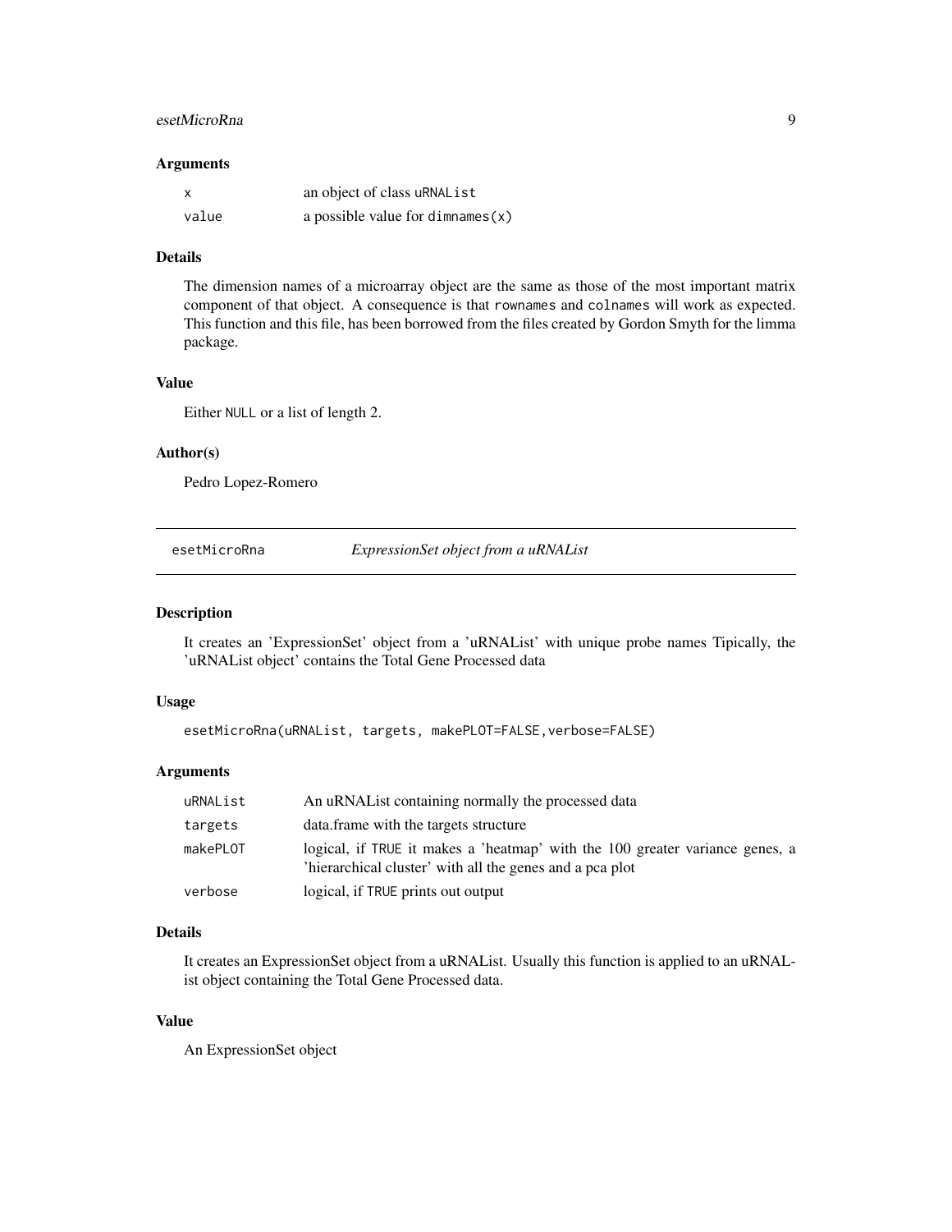### Arguments

| | |
|---|---|
| x | an object of class uRNAList |
| value | a possible value for dimnames(x) |

### Details

The dimension names of a microarray object are the same as those of the most important matrix component of that object. A consequence is that rownames and colnames will work as expected. This function and this file, has been borrowed from the files created by Gordon Smyth for the limma package.

### Value

Either NULL or a list of length 2.

### Author(s)

Pedro Lopez-Romero

---

## esetMicroRna — *ExpressionSet object from a uRNAList*

---

### Description

It creates an 'ExpressionSet' object from a 'uRNAList' with unique probe names Tipically, the 'uRNAList object' contains the Total Gene Processed data

### Usage

```
esetMicroRna(uRNAList, targets, makePLOT=FALSE,verbose=FALSE)
```

### Arguments

| | |
|---|---|
| uRNAList | An uRNAList containing normally the processed data |
| targets | data.frame with the targets structure |
| makePLOT | logical, if TRUE it makes a 'heatmap' with the 100 greater variance genes, a 'hierarchical cluster' with all the genes and a pca plot |
| verbose | logical, if TRUE prints out output |

### Details

It creates an ExpressionSet object from a uRNAList. Usually this function is applied to an uRNAList object containing the Total Gene Processed data.

### Value

An ExpressionSet object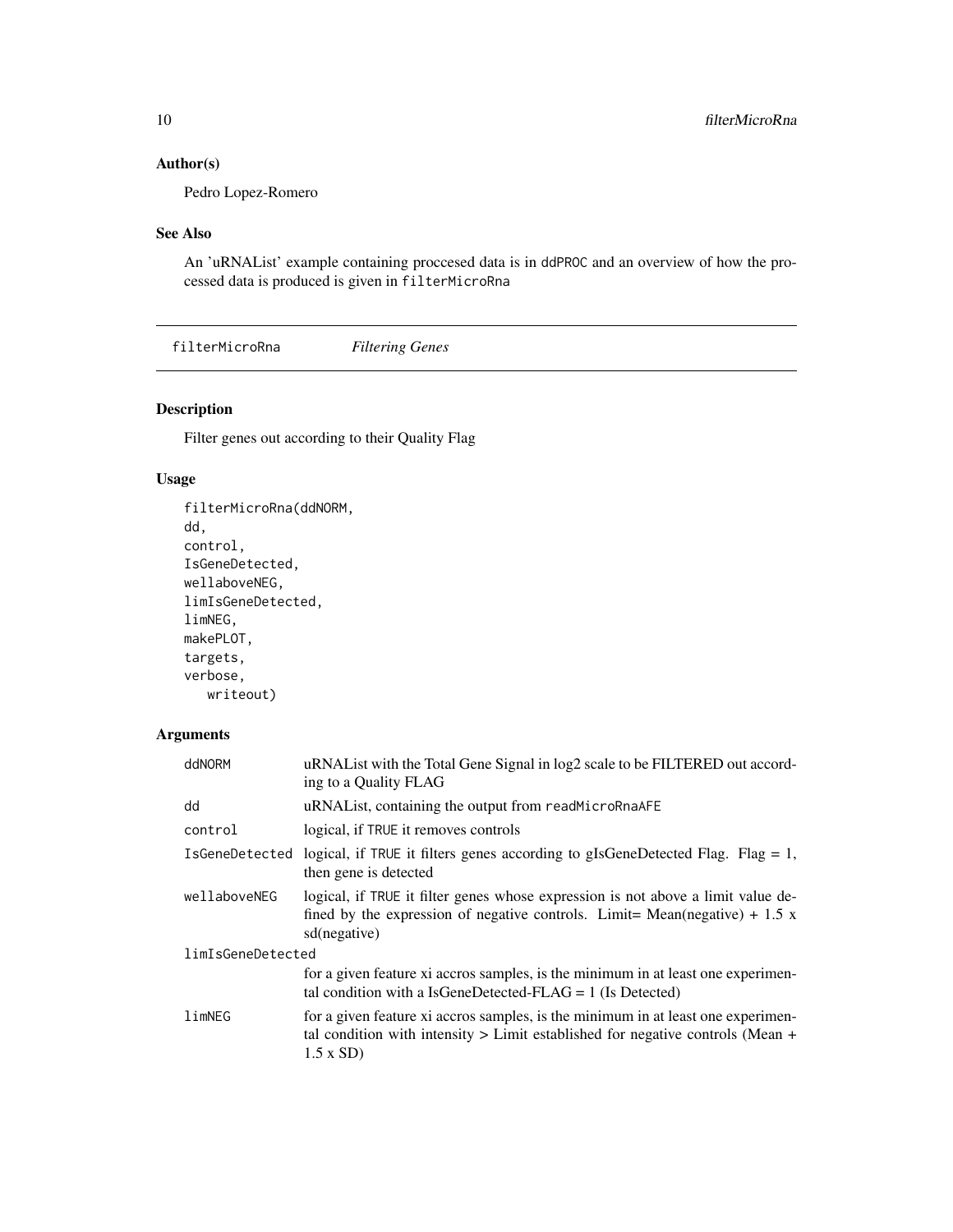## Author(s)

Pedro Lopez-Romero

## See Also

An 'uRNAList' example containing proccesed data is in `ddPROC` and an overview of how the processed data is produced is given in `filterMicroRna`

---

# `filterMicroRna` *Filtering Genes*

---

## Description

Filter genes out according to their Quality Flag

## Usage

```
filterMicroRna(ddNORM,
dd,
control,
IsGeneDetected,
wellaboveNEG,
limIsGeneDetected,
limNEG,
makePLOT,
targets,
verbose,
   writeout)
```

## Arguments

| | |
|---|---|
| `ddNORM` | uRNAList with the Total Gene Signal in log2 scale to be FILTERED out according to a Quality FLAG |
| `dd` | uRNAList, containing the output from `readMicroRnaAFE` |
| `control` | logical, if `TRUE` it removes controls |
| `IsGeneDetected` | logical, if `TRUE` it filters genes according to gIsGeneDetected Flag. Flag = 1, then gene is detected |
| `wellaboveNEG` | logical, if `TRUE` it filter genes whose expression is not above a limit value defined by the expression of negative controls. Limit= Mean(negative) + 1.5 x sd(negative) |
| `limIsGeneDetected` | for a given feature xi accros samples, is the minimum in at least one experimental condition with a IsGeneDetected-FLAG = 1 (Is Detected) |
| `limNEG` | for a given feature xi accros samples, is the minimum in at least one experimental condition with intensity > Limit established for negative controls (Mean + 1.5 x SD) |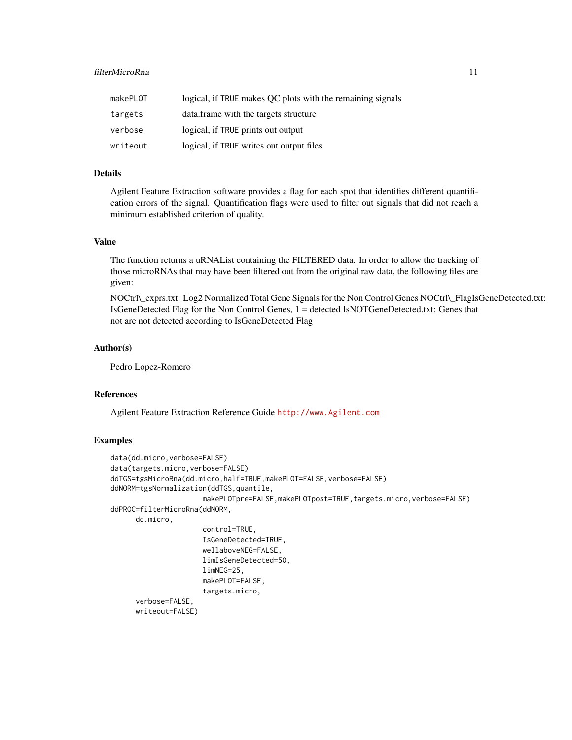| | |
|---|---|
| makePLOT | logical, if TRUE makes QC plots with the remaining signals |
| targets | data.frame with the targets structure |
| verbose | logical, if TRUE prints out output |
| writeout | logical, if TRUE writes out output files |

## Details

Agilent Feature Extraction software provides a flag for each spot that identifies different quantification errors of the signal. Quantification flags were used to filter out signals that did not reach a minimum established criterion of quality.

## Value

The function returns a uRNAList containing the FILTERED data. In order to allow the tracking of those microRNAs that may have been filtered out from the original raw data, the following files are given:

NOCtrl\_exprs.txt: Log2 Normalized Total Gene Signals for the Non Control Genes NOCtrl\_FlagIsGeneDetected.txt: IsGeneDetected Flag for the Non Control Genes, 1 = detected IsNOTGeneDetected.txt: Genes that not are not detected according to IsGeneDetected Flag

## Author(s)

Pedro Lopez-Romero

## References

Agilent Feature Extraction Reference Guide http://www.Agilent.com

## Examples

```
data(dd.micro,verbose=FALSE)
data(targets.micro,verbose=FALSE)
ddTGS=tgsMicroRna(dd.micro,half=TRUE,makePLOT=FALSE,verbose=FALSE)
ddNORM=tgsNormalization(ddTGS,quantile,
                        makePLOTpre=FALSE,makePLOTpost=TRUE,targets.micro,verbose=FALSE)
ddPROC=filterMicroRna(ddNORM,
      dd.micro,
                        control=TRUE,
                        IsGeneDetected=TRUE,
                        wellaboveNEG=FALSE,
                        limIsGeneDetected=50,
                        limNEG=25,
                        makePLOT=FALSE,
                        targets.micro,
      verbose=FALSE,
      writeout=FALSE)
```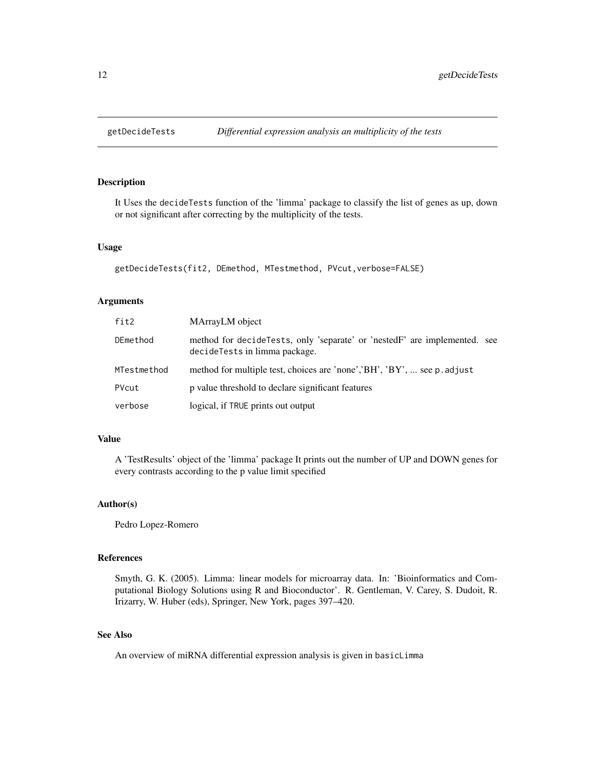## getDecideTests *Differential expression analysis an multiplicity of the tests*

### Description

It Uses the decideTests function of the 'limma' package to classify the list of genes as up, down or not significant after correcting by the multiplicity of the tests.

### Usage

```
getDecideTests(fit2, DEmethod, MTestmethod, PVcut,verbose=FALSE)
```

### Arguments

| | |
|---|---|
| fit2 | MArrayLM object |
| DEmethod | method for decideTests, only 'separate' or 'nestedF' are implemented. see decideTests in limma package. |
| MTestmethod | method for multiple test, choices are 'none','BH', 'BY', ... see p.adjust |
| PVcut | p value threshold to declare significant features |
| verbose | logical, if TRUE prints out output |

### Value

A 'TestResults' object of the 'limma' package It prints out the number of UP and DOWN genes for every contrasts according to the p value limit specified

### Author(s)

Pedro Lopez-Romero

### References

Smyth, G. K. (2005). Limma: linear models for microarray data. In: 'Bioinformatics and Computational Biology Solutions using R and Bioconductor'. R. Gentleman, V. Carey, S. Dudoit, R. Irizarry, W. Huber (eds), Springer, New York, pages 397–420.

### See Also

An overview of miRNA differential expression analysis is given in basicLimma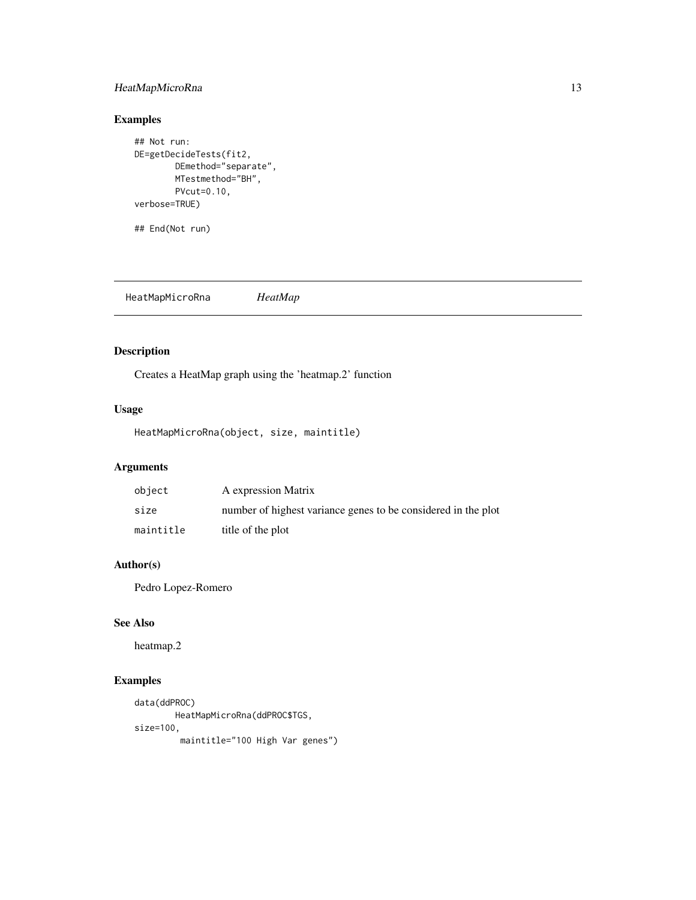## Examples

```
## Not run:
DE=getDecideTests(fit2,
        DEmethod="separate",
        MTestmethod="BH",
        PVcut=0.10,
verbose=TRUE)

## End(Not run)
```

---

# HeatMapMicroRna *HeatMap*

---

## Description

Creates a HeatMap graph using the 'heatmap.2' function

## Usage

```
HeatMapMicroRna(object, size, maintitle)
```

## Arguments

| | |
|---|---|
| object | A expression Matrix |
| size | number of highest variance genes to be considered in the plot |
| maintitle | title of the plot |

## Author(s)

Pedro Lopez-Romero

## See Also

heatmap.2

## Examples

```
data(ddPROC)
        HeatMapMicroRna(ddPROC$TGS,
size=100,
         maintitle="100 High Var genes")
```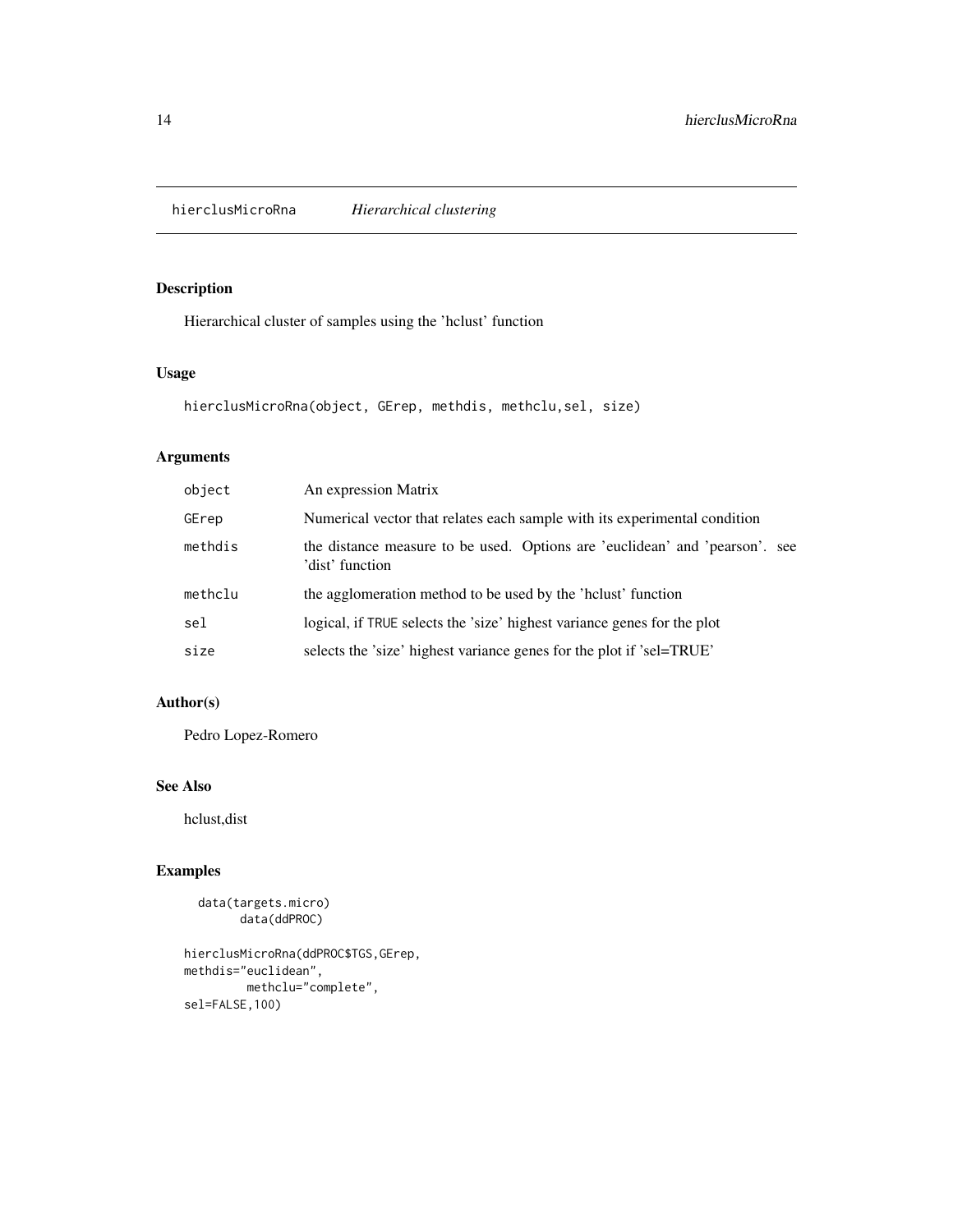# hierclusMicroRna *Hierarchical clustering*

## Description

Hierarchical cluster of samples using the 'hclust' function

## Usage

```
hierclusMicroRna(object, GErep, methdis, methclu,sel, size)
```

## Arguments

| | |
|---|---|
| `object` | An expression Matrix |
| `GErep` | Numerical vector that relates each sample with its experimental condition |
| `methdis` | the distance measure to be used. Options are 'euclidean' and 'pearson'. see 'dist' function |
| `methclu` | the agglomeration method to be used by the 'hclust' function |
| `sel` | logical, if `TRUE` selects the 'size' highest variance genes for the plot |
| `size` | selects the 'size' highest variance genes for the plot if 'sel=TRUE' |

## Author(s)

Pedro Lopez-Romero

## See Also

hclust,dist

## Examples

```
  data(targets.micro)
        data(ddPROC)

hierclusMicroRna(ddPROC$TGS,GErep,
methdis="euclidean",
         methclu="complete",
sel=FALSE,100)
```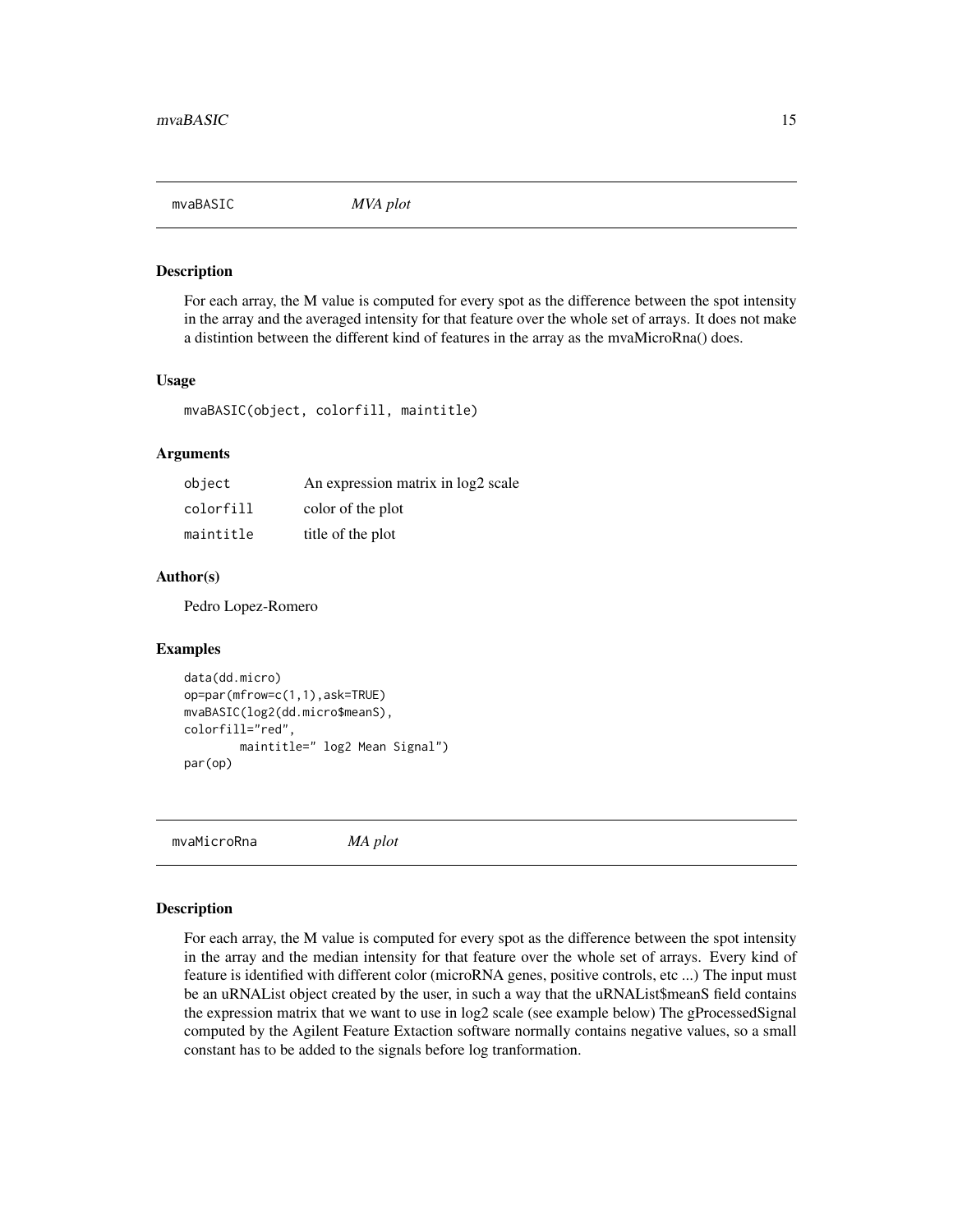## mvaBASIC *MVA plot*

### Description

For each array, the M value is computed for every spot as the difference between the spot intensity in the array and the averaged intensity for that feature over the whole set of arrays. It does not make a distintion between the different kind of features in the array as the mvaMicroRna() does.

### Usage

```
mvaBASIC(object, colorfill, maintitle)
```

### Arguments

| | |
|---|---|
| `object` | An expression matrix in log2 scale |
| `colorfill` | color of the plot |
| `maintitle` | title of the plot |

### Author(s)

Pedro Lopez-Romero

### Examples

```
data(dd.micro)
op=par(mfrow=c(1,1),ask=TRUE)
mvaBASIC(log2(dd.micro$meanS),
colorfill="red",
        maintitle=" log2 Mean Signal")
par(op)
```

## mvaMicroRna *MA plot*

### Description

For each array, the M value is computed for every spot as the difference between the spot intensity in the array and the median intensity for that feature over the whole set of arrays. Every kind of feature is identified with different color (microRNA genes, positive controls, etc ...) The input must be an uRNAList object created by the user, in such a way that the uRNAList$meanS field contains the expression matrix that we want to use in log2 scale (see example below) The gProcessedSignal computed by the Agilent Feature Extaction software normally contains negative values, so a small constant has to be added to the signals before log tranformation.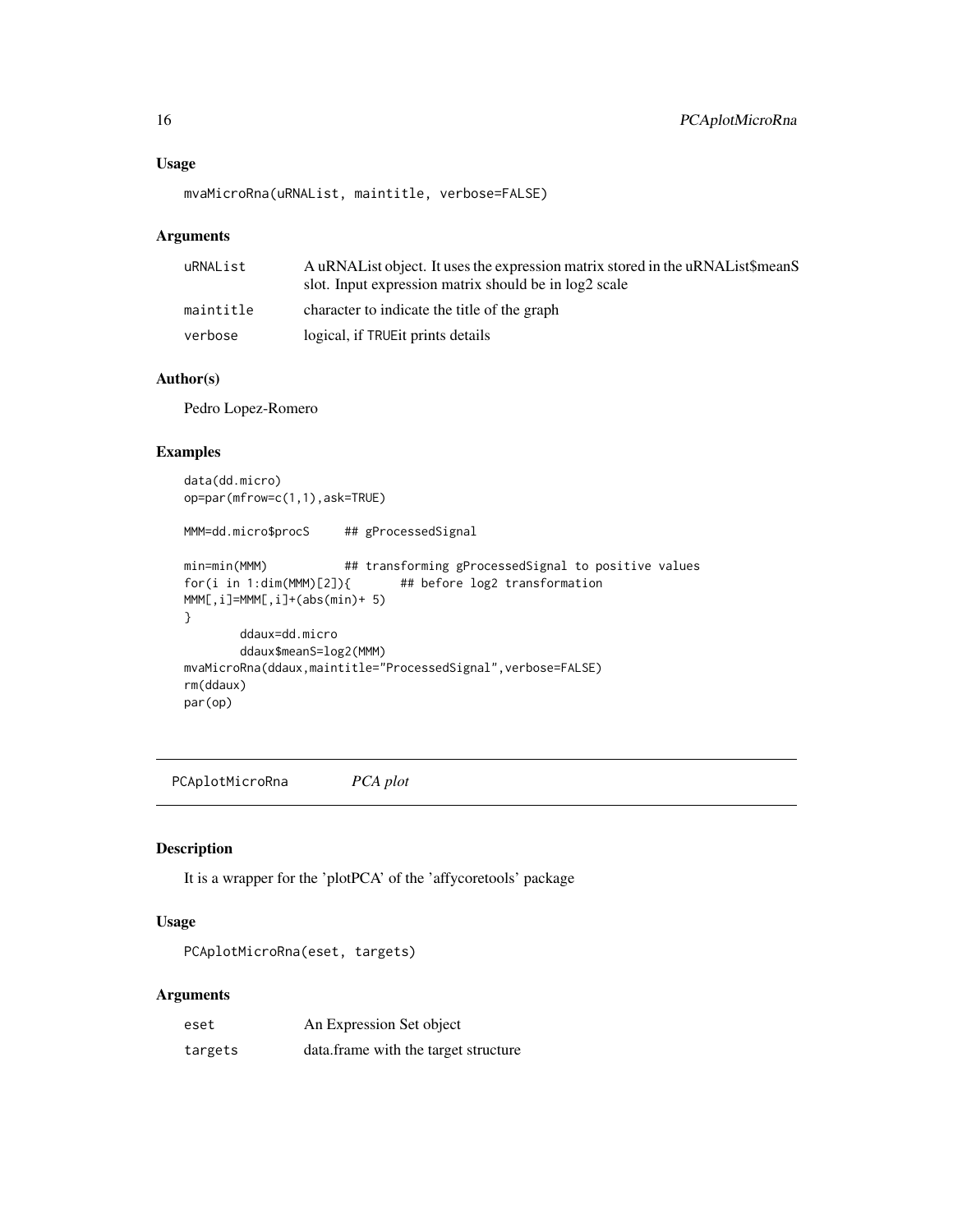### Usage

```
mvaMicroRna(uRNAList, maintitle, verbose=FALSE)
```

### Arguments

| | |
|---|---|
| uRNAList | A uRNAList object. It uses the expression matrix stored in the uRNAList$meanS slot. Input expression matrix should be in log2 scale |
| maintitle | character to indicate the title of the graph |
| verbose | logical, if TRUEit prints details |

### Author(s)

Pedro Lopez-Romero

### Examples

```
data(dd.micro)
op=par(mfrow=c(1,1),ask=TRUE)

MMM=dd.micro$procS     ## gProcessedSignal

min=min(MMM)           ## transforming gProcessedSignal to positive values
for(i in 1:dim(MMM)[2]){       ## before log2 transformation
MMM[,i]=MMM[,i]+(abs(min)+ 5)
}
        ddaux=dd.micro
        ddaux$meanS=log2(MMM)
mvaMicroRna(ddaux,maintitle="ProcessedSignal",verbose=FALSE)
rm(ddaux)
par(op)
```

## PCAplotMicroRna *PCA plot*

### Description

It is a wrapper for the 'plotPCA' of the 'affycoretools' package

### Usage

```
PCAplotMicroRna(eset, targets)
```

### Arguments

| | |
|---|---|
| eset | An Expression Set object |
| targets | data.frame with the target structure |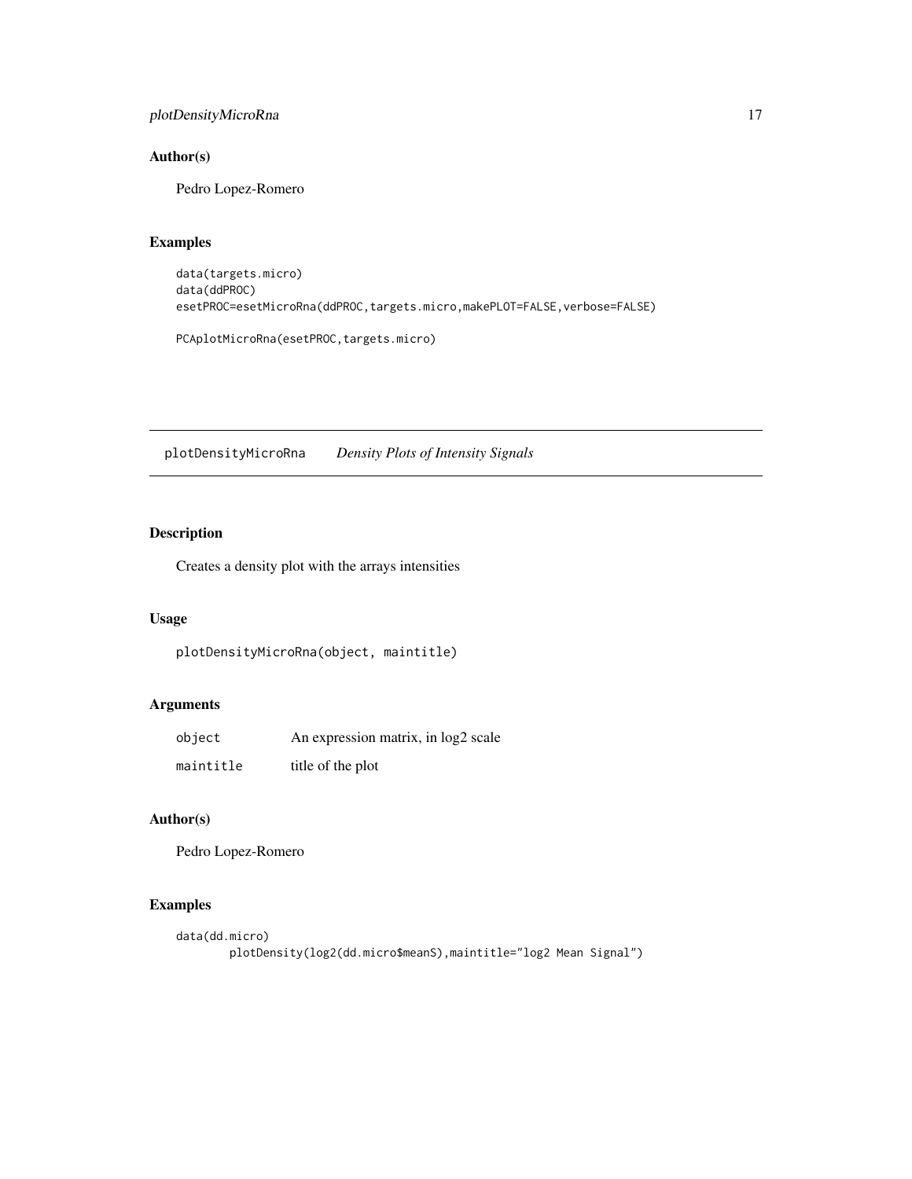## Author(s)

Pedro Lopez-Romero

## Examples

```
data(targets.micro)
data(ddPROC)
esetPROC=esetMicroRna(ddPROC,targets.micro,makePLOT=FALSE,verbose=FALSE)

PCAplotMicroRna(esetPROC,targets.micro)
```

---

plotDensityMicroRna    *Density Plots of Intensity Signals*

---

## Description

Creates a density plot with the arrays intensities

## Usage

```
plotDensityMicroRna(object, maintitle)
```

## Arguments

| | |
|---|---|
| object | An expression matrix, in log2 scale |
| maintitle | title of the plot |

## Author(s)

Pedro Lopez-Romero

## Examples

```
data(dd.micro)
        plotDensity(log2(dd.micro$meanS),maintitle="log2 Mean Signal")
```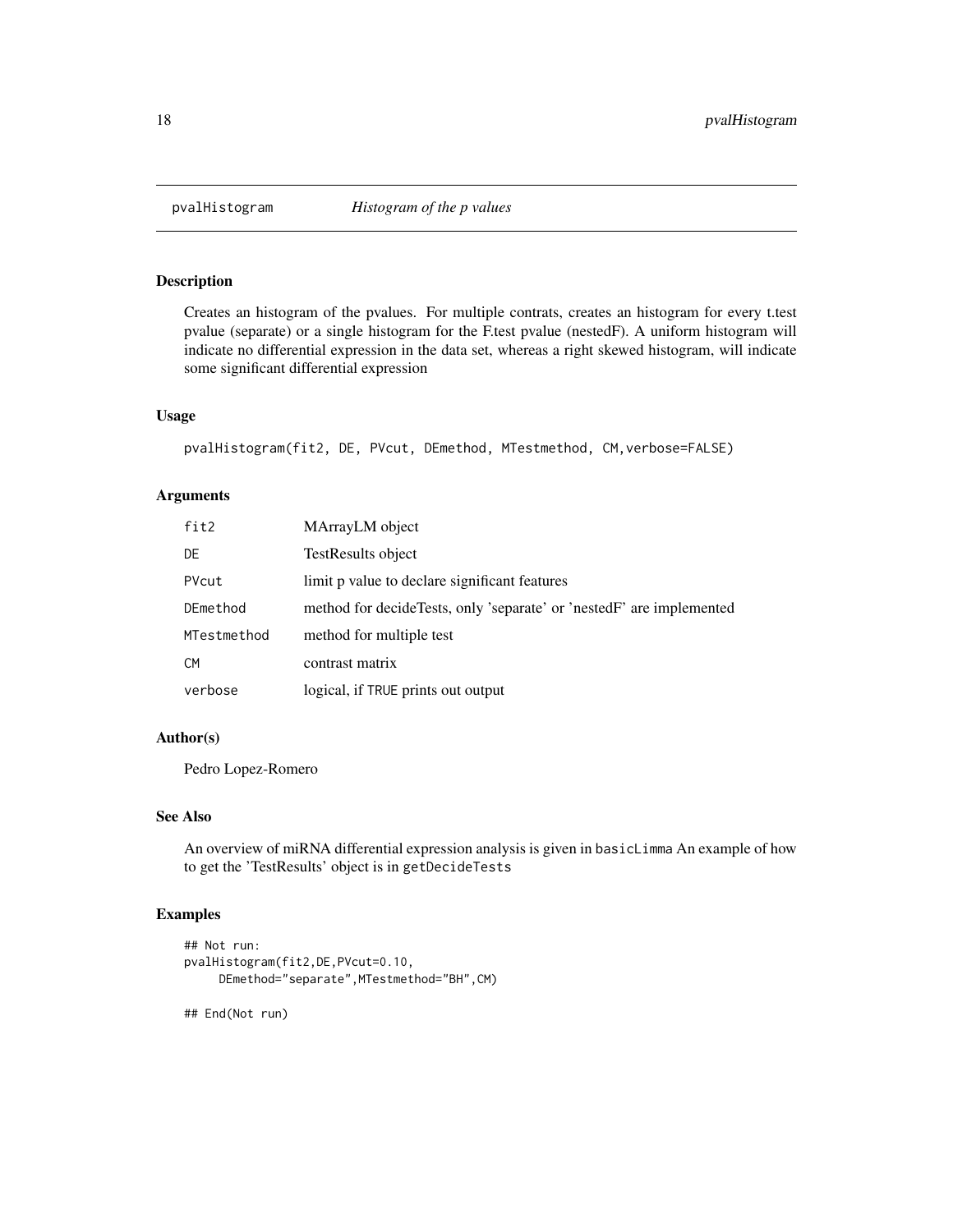# pvalHistogram *Histogram of the p values*

## Description

Creates an histogram of the pvalues. For multiple contrats, creates an histogram for every t.test pvalue (separate) or a single histogram for the F.test pvalue (nestedF). A uniform histogram will indicate no differential expression in the data set, whereas a right skewed histogram, will indicate some significant differential expression

## Usage

```
pvalHistogram(fit2, DE, PVcut, DEmethod, MTestmethod, CM,verbose=FALSE)
```

## Arguments

| | |
|---|---|
| `fit2` | MArrayLM object |
| `DE` | TestResults object |
| `PVcut` | limit p value to declare significant features |
| `DEmethod` | method for decideTests, only 'separate' or 'nestedF' are implemented |
| `MTestmethod` | method for multiple test |
| `CM` | contrast matrix |
| `verbose` | logical, if `TRUE` prints out output |

## Author(s)

Pedro Lopez-Romero

## See Also

An overview of miRNA differential expression analysis is given in `basicLimma` An example of how to get the 'TestResults' object is in `getDecideTests`

## Examples

```
## Not run:
pvalHistogram(fit2,DE,PVcut=0.10,
     DEmethod="separate",MTestmethod="BH",CM)

## End(Not run)
```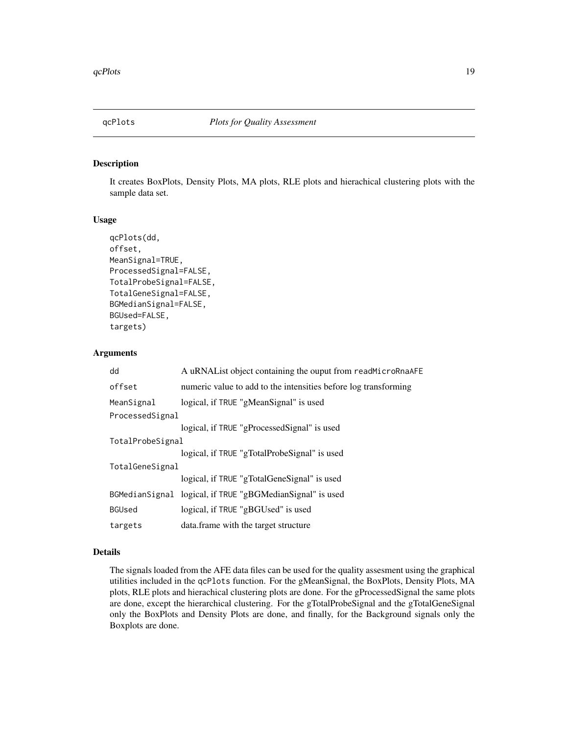# qcPlots — *Plots for Quality Assessment*

## Description

It creates BoxPlots, Density Plots, MA plots, RLE plots and hierachical clustering plots with the sample data set.

## Usage

```
qcPlots(dd,
offset,
MeanSignal=TRUE,
ProcessedSignal=FALSE,
TotalProbeSignal=FALSE,
TotalGeneSignal=FALSE,
BGMedianSignal=FALSE,
BGUsed=FALSE,
targets)
```

## Arguments

| | |
|---|---|
| `dd` | A uRNAList object containing the ouput from `readMicroRnaAFE` |
| `offset` | numeric value to add to the intensities before log transforming |
| `MeanSignal` | logical, if `TRUE` "gMeanSignal" is used |
| `ProcessedSignal` | logical, if `TRUE` "gProcessedSignal" is used |
| `TotalProbeSignal` | logical, if `TRUE` "gTotalProbeSignal" is used |
| `TotalGeneSignal` | logical, if `TRUE` "gTotalGeneSignal" is used |
| `BGMedianSignal` | logical, if `TRUE` "gBGMedianSignal" is used |
| `BGUsed` | logical, if `TRUE` "gBGUsed" is used |
| `targets` | data.frame with the target structure |

## Details

The signals loaded from the AFE data files can be used for the quality assesment using the graphical utilities included in the `qcPlots` function. For the gMeanSignal, the BoxPlots, Density Plots, MA plots, RLE plots and hierachical clustering plots are done. For the gProcessedSignal the same plots are done, except the hierarchical clustering. For the gTotalProbeSignal and the gTotalGeneSignal only the BoxPlots and Density Plots are done, and finally, for the Background signals only the Boxplots are done.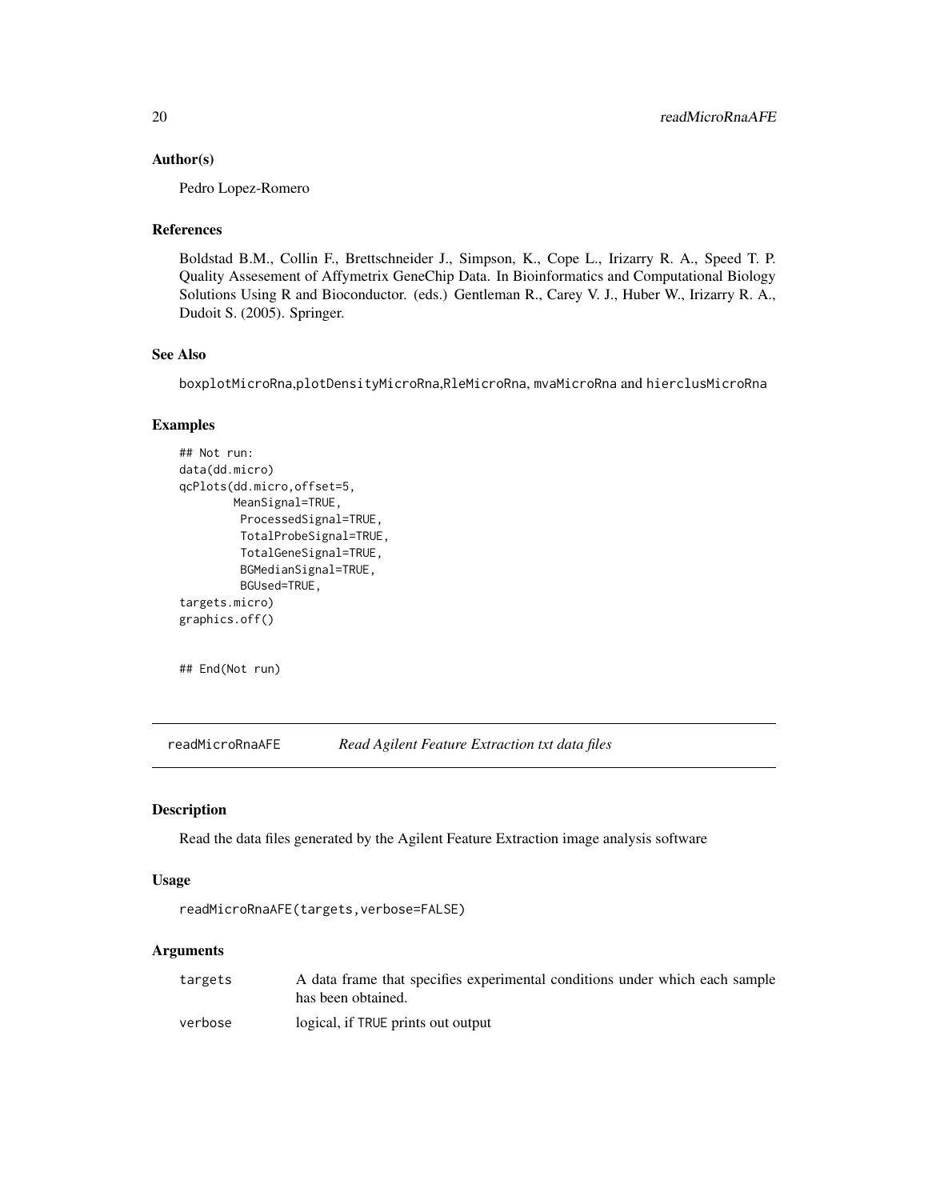### Author(s)

Pedro Lopez-Romero

### References

Boldstad B.M., Collin F., Brettschneider J., Simpson, K., Cope L., Irizarry R. A., Speed T. P. Quality Assesement of Affymetrix GeneChip Data. In Bioinformatics and Computational Biology Solutions Using R and Bioconductor. (eds.) Gentleman R., Carey V. J., Huber W., Irizarry R. A., Dudoit S. (2005). Springer.

### See Also

boxplotMicroRna,plotDensityMicroRna,RleMicroRna, mvaMicroRna and hierclusMicroRna

### Examples

```
## Not run:
data(dd.micro)
qcPlots(dd.micro,offset=5,
        MeanSignal=TRUE,
         ProcessedSignal=TRUE,
         TotalProbeSignal=TRUE,
         TotalGeneSignal=TRUE,
         BGMedianSignal=TRUE,
         BGUsed=TRUE,
targets.micro)
graphics.off()


## End(Not run)
```

---

## readMicroRnaAFE — *Read Agilent Feature Extraction txt data files*

### Description

Read the data files generated by the Agilent Feature Extraction image analysis software

### Usage

```
readMicroRnaAFE(targets,verbose=FALSE)
```

### Arguments

| | |
|---|---|
| targets | A data frame that specifies experimental conditions under which each sample has been obtained. |
| verbose | logical, if TRUE prints out output |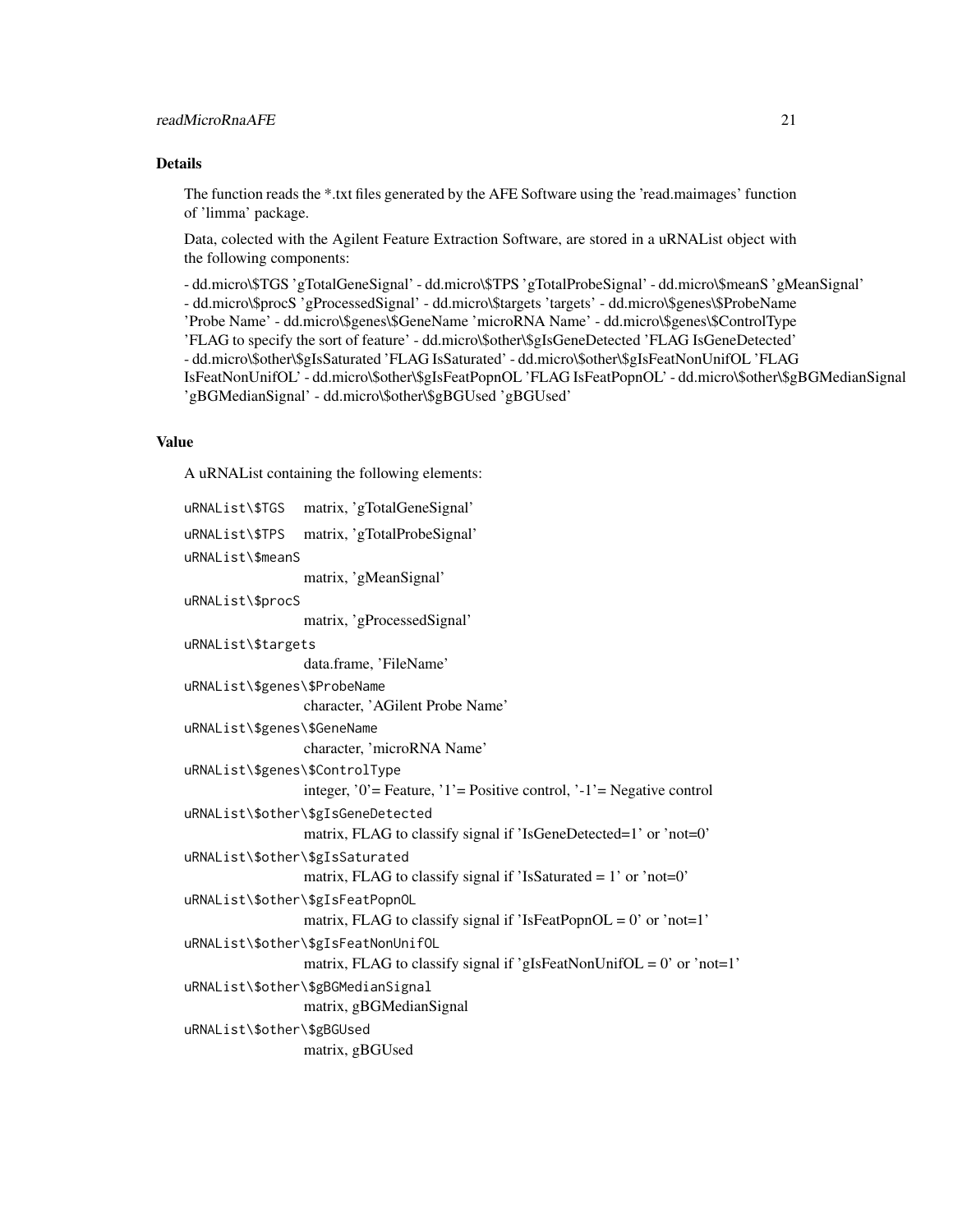## Details

The function reads the *.txt files generated by the AFE Software using the 'read.maimages' function of 'limma' package.

Data, colected with the Agilent Feature Extraction Software, are stored in a uRNAList object with the following components:

- dd.micro\$TGS 'gTotalGeneSignal' - dd.micro\$TPS 'gTotalProbeSignal' - dd.micro\$meanS 'gMeanSignal' - dd.micro\$procS 'gProcessedSignal' - dd.micro\$targets 'targets' - dd.micro\$genes\$ProbeName 'Probe Name' - dd.micro\$genes\$GeneName 'microRNA Name' - dd.micro\$genes\$ControlType 'FLAG to specify the sort of feature' - dd.micro\$other\$gIsGeneDetected 'FLAG IsGeneDetected' - dd.micro\$other\$gIsSaturated 'FLAG IsSaturated' - dd.micro\$other\$gIsFeatNonUnifOL 'FLAG IsFeatNonUnifOL' - dd.micro\$other\$gIsFeatPopnOL 'FLAG IsFeatPopnOL' - dd.micro\$other\$gBGMedianSignal 'gBGMedianSignal' - dd.micro\$other\$gBGUsed 'gBGUsed'

## Value

A uRNAList containing the following elements:

`uRNAList\$TGS` matrix, 'gTotalGeneSignal'

`uRNAList\$TPS` matrix, 'gTotalProbeSignal'

`uRNAList\$meanS`
matrix, 'gMeanSignal'

`uRNAList\$procS`
matrix, 'gProcessedSignal'

`uRNAList\$targets`
data.frame, 'FileName'

`uRNAList\$genes\$ProbeName`
character, 'AGilent Probe Name'

`uRNAList\$genes\$GeneName`
character, 'microRNA Name'

`uRNAList\$genes\$ControlType`
integer, '0'= Feature, '1'= Positive control, '-1'= Negative control

`uRNAList\$other\$gIsGeneDetected`
matrix, FLAG to classify signal if 'IsGeneDetected=1' or 'not=0'

`uRNAList\$other\$gIsSaturated`
matrix, FLAG to classify signal if 'IsSaturated = 1' or 'not=0'

`uRNAList\$other\$gIsFeatPopnOL`
matrix, FLAG to classify signal if 'IsFeatPopnOL = 0' or 'not=1'

`uRNAList\$other\$gIsFeatNonUnifOL`
matrix, FLAG to classify signal if 'gIsFeatNonUnifOL = 0' or 'not=1'

`uRNAList\$other\$gBGMedianSignal`
matrix, gBGMedianSignal

`uRNAList\$other\$gBGUsed`
matrix, gBGUsed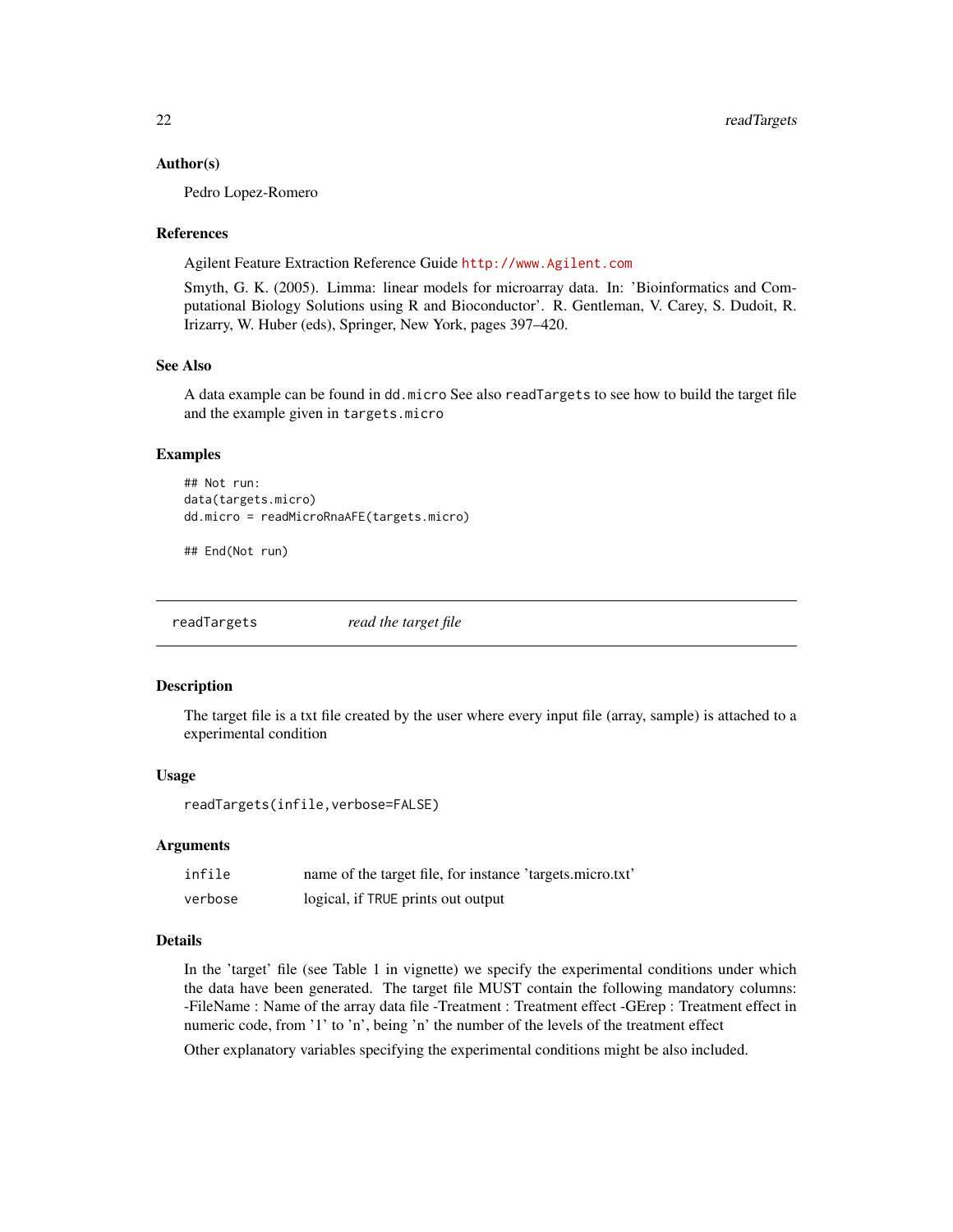### Author(s)

Pedro Lopez-Romero

### References

Agilent Feature Extraction Reference Guide http://www.Agilent.com

Smyth, G. K. (2005). Limma: linear models for microarray data. In: 'Bioinformatics and Computational Biology Solutions using R and Bioconductor'. R. Gentleman, V. Carey, S. Dudoit, R. Irizarry, W. Huber (eds), Springer, New York, pages 397–420.

### See Also

A data example can be found in `dd.micro` See also `readTargets` to see how to build the target file and the example given in `targets.micro`

### Examples

```
## Not run:
data(targets.micro)
dd.micro = readMicroRnaAFE(targets.micro)

## End(Not run)
```

---

## readTargets *read the target file*

---

### Description

The target file is a txt file created by the user where every input file (array, sample) is attached to a experimental condition

### Usage

```
readTargets(infile,verbose=FALSE)
```

### Arguments

| | |
|---|---|
| `infile` | name of the target file, for instance 'targets.micro.txt' |
| `verbose` | logical, if `TRUE` prints out output |

### Details

In the 'target' file (see Table 1 in vignette) we specify the experimental conditions under which the data have been generated. The target file MUST contain the following mandatory columns: -FileName : Name of the array data file -Treatment : Treatment effect -GErep : Treatment effect in numeric code, from '1' to 'n', being 'n' the number of the levels of the treatment effect

Other explanatory variables specifying the experimental conditions might be also included.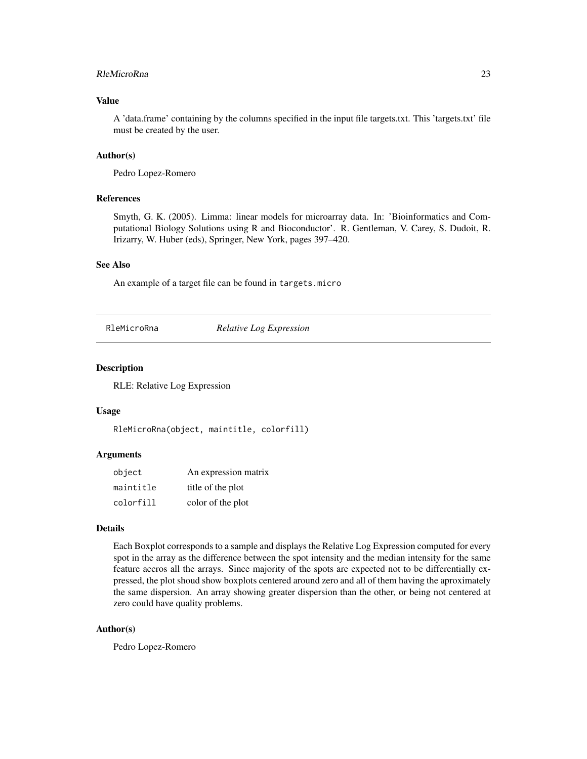### Value

A 'data.frame' containing by the columns specified in the input file targets.txt. This 'targets.txt' file must be created by the user.

### Author(s)

Pedro Lopez-Romero

### References

Smyth, G. K. (2005). Limma: linear models for microarray data. In: 'Bioinformatics and Computational Biology Solutions using R and Bioconductor'. R. Gentleman, V. Carey, S. Dudoit, R. Irizarry, W. Huber (eds), Springer, New York, pages 397–420.

### See Also

An example of a target file can be found in `targets.micro`

---

## RleMicroRna *Relative Log Expression*

---

### Description

RLE: Relative Log Expression

### Usage

```
RleMicroRna(object, maintitle, colorfill)
```

### Arguments

| | |
|---|---|
| `object` | An expression matrix |
| `maintitle` | title of the plot |
| `colorfill` | color of the plot |

### Details

Each Boxplot corresponds to a sample and displays the Relative Log Expression computed for every spot in the array as the difference between the spot intensity and the median intensity for the same feature accros all the arrays. Since majority of the spots are expected not to be differentially expressed, the plot shoud show boxplots centered around zero and all of them having the aproximately the same dispersion. An array showing greater dispersion than the other, or being not centered at zero could have quality problems.

### Author(s)

Pedro Lopez-Romero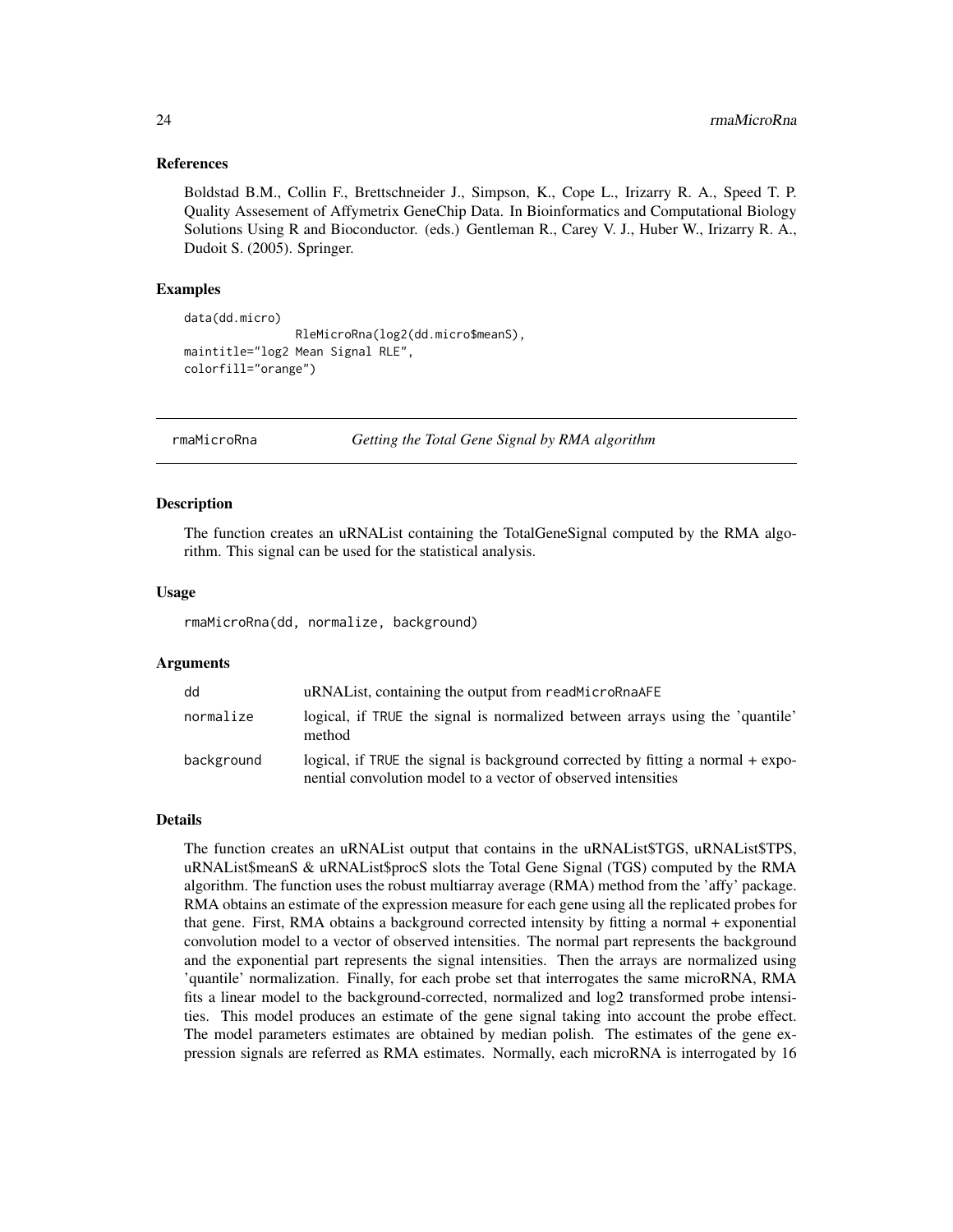### References

Boldstad B.M., Collin F., Brettschneider J., Simpson, K., Cope L., Irizarry R. A., Speed T. P. Quality Assesement of Affymetrix GeneChip Data. In Bioinformatics and Computational Biology Solutions Using R and Bioconductor. (eds.) Gentleman R., Carey V. J., Huber W., Irizarry R. A., Dudoit S. (2005). Springer.

### Examples

```
data(dd.micro)
              RleMicroRna(log2(dd.micro$meanS),
maintitle="log2 Mean Signal RLE",
colorfill="orange")
```

---

## rmaMicroRna — *Getting the Total Gene Signal by RMA algorithm*

---

### Description

The function creates an uRNAList containing the TotalGeneSignal computed by the RMA algorithm. This signal can be used for the statistical analysis.

### Usage

```
rmaMicroRna(dd, normalize, background)
```

### Arguments

| | |
|---|---|
| dd | uRNAList, containing the output from readMicroRnaAFE |
| normalize | logical, if TRUE the signal is normalized between arrays using the 'quantile' method |
| background | logical, if TRUE the signal is background corrected by fitting a normal + exponential convolution model to a vector of observed intensities |

### Details

The function creates an uRNAList output that contains in the uRNAList$TGS, uRNAList$TPS, uRNAList$meanS & uRNAList$procS slots the Total Gene Signal (TGS) computed by the RMA algorithm. The function uses the robust multiarray average (RMA) method from the 'affy' package. RMA obtains an estimate of the expression measure for each gene using all the replicated probes for that gene. First, RMA obtains a background corrected intensity by fitting a normal + exponential convolution model to a vector of observed intensities. The normal part represents the background and the exponential part represents the signal intensities. Then the arrays are normalized using 'quantile' normalization. Finally, for each probe set that interrogates the same microRNA, RMA fits a linear model to the background-corrected, normalized and log2 transformed probe intensities. This model produces an estimate of the gene signal taking into account the probe effect. The model parameters estimates are obtained by median polish. The estimates of the gene expression signals are referred as RMA estimates. Normally, each microRNA is interrogated by 16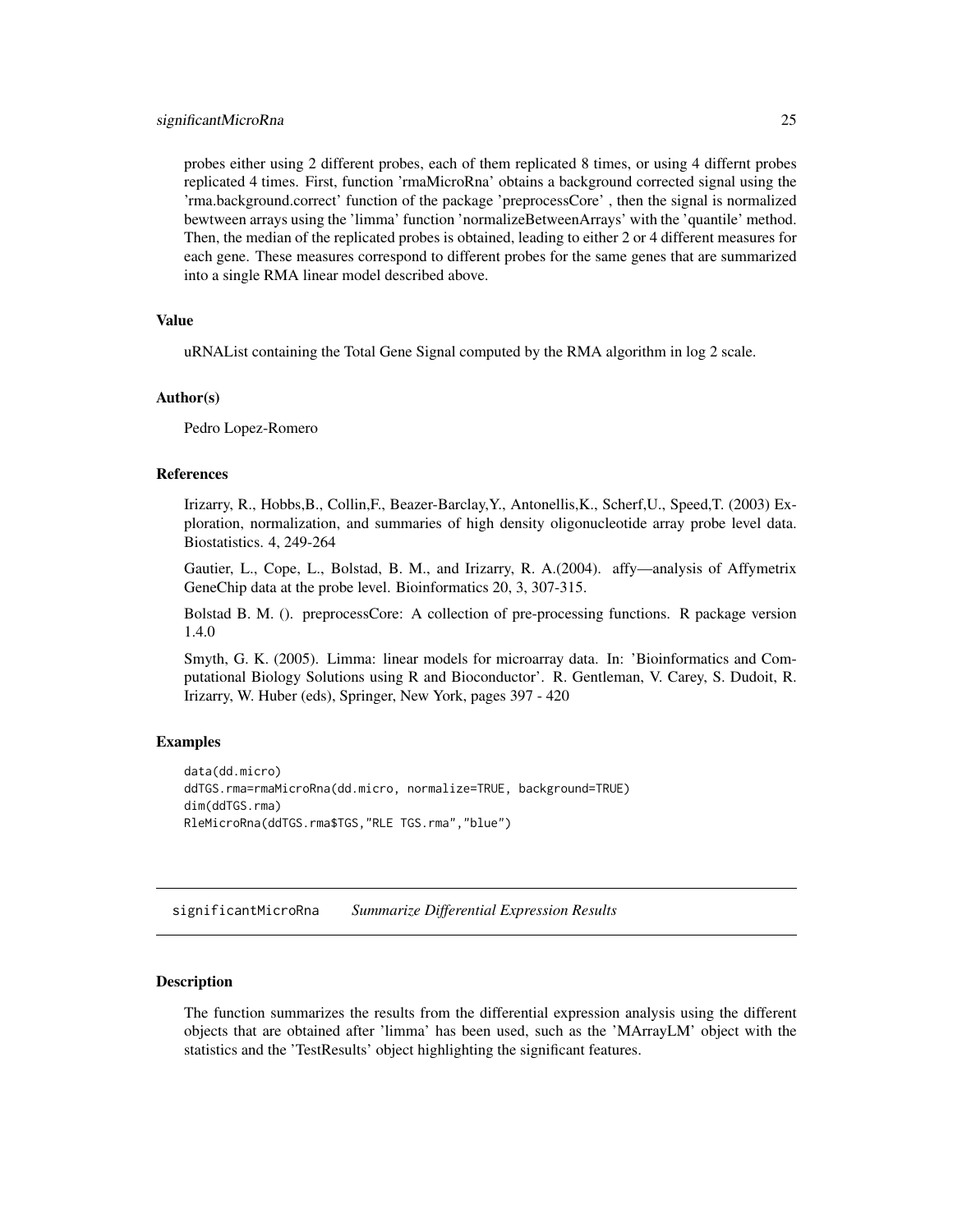probes either using 2 different probes, each of them replicated 8 times, or using 4 differnt probes replicated 4 times. First, function 'rmaMicroRna' obtains a background corrected signal using the 'rma.background.correct' function of the package 'preprocessCore' , then the signal is normalized bewtween arrays using the 'limma' function 'normalizeBetweenArrays' with the 'quantile' method. Then, the median of the replicated probes is obtained, leading to either 2 or 4 different measures for each gene. These measures correspond to different probes for the same genes that are summarized into a single RMA linear model described above.

### Value

uRNAList containing the Total Gene Signal computed by the RMA algorithm in log 2 scale.

### Author(s)

Pedro Lopez-Romero

### References

Irizarry, R., Hobbs,B., Collin,F., Beazer-Barclay,Y., Antonellis,K., Scherf,U., Speed,T. (2003) Exploration, normalization, and summaries of high density oligonucleotide array probe level data. Biostatistics. 4, 249-264

Gautier, L., Cope, L., Bolstad, B. M., and Irizarry, R. A.(2004). affy—analysis of Affymetrix GeneChip data at the probe level. Bioinformatics 20, 3, 307-315.

Bolstad B. M. (). preprocessCore: A collection of pre-processing functions. R package version 1.4.0

Smyth, G. K. (2005). Limma: linear models for microarray data. In: 'Bioinformatics and Computational Biology Solutions using R and Bioconductor'. R. Gentleman, V. Carey, S. Dudoit, R. Irizarry, W. Huber (eds), Springer, New York, pages 397 - 420

### Examples

```
data(dd.micro)
ddTGS.rma=rmaMicroRna(dd.micro, normalize=TRUE, background=TRUE)
dim(ddTGS.rma)
RleMicroRna(ddTGS.rma$TGS,"RLE TGS.rma","blue")
```

---

## significantMicroRna *Summarize Differential Expression Results*

---

### Description

The function summarizes the results from the differential expression analysis using the different objects that are obtained after 'limma' has been used, such as the 'MArrayLM' object with the statistics and the 'TestResults' object highlighting the significant features.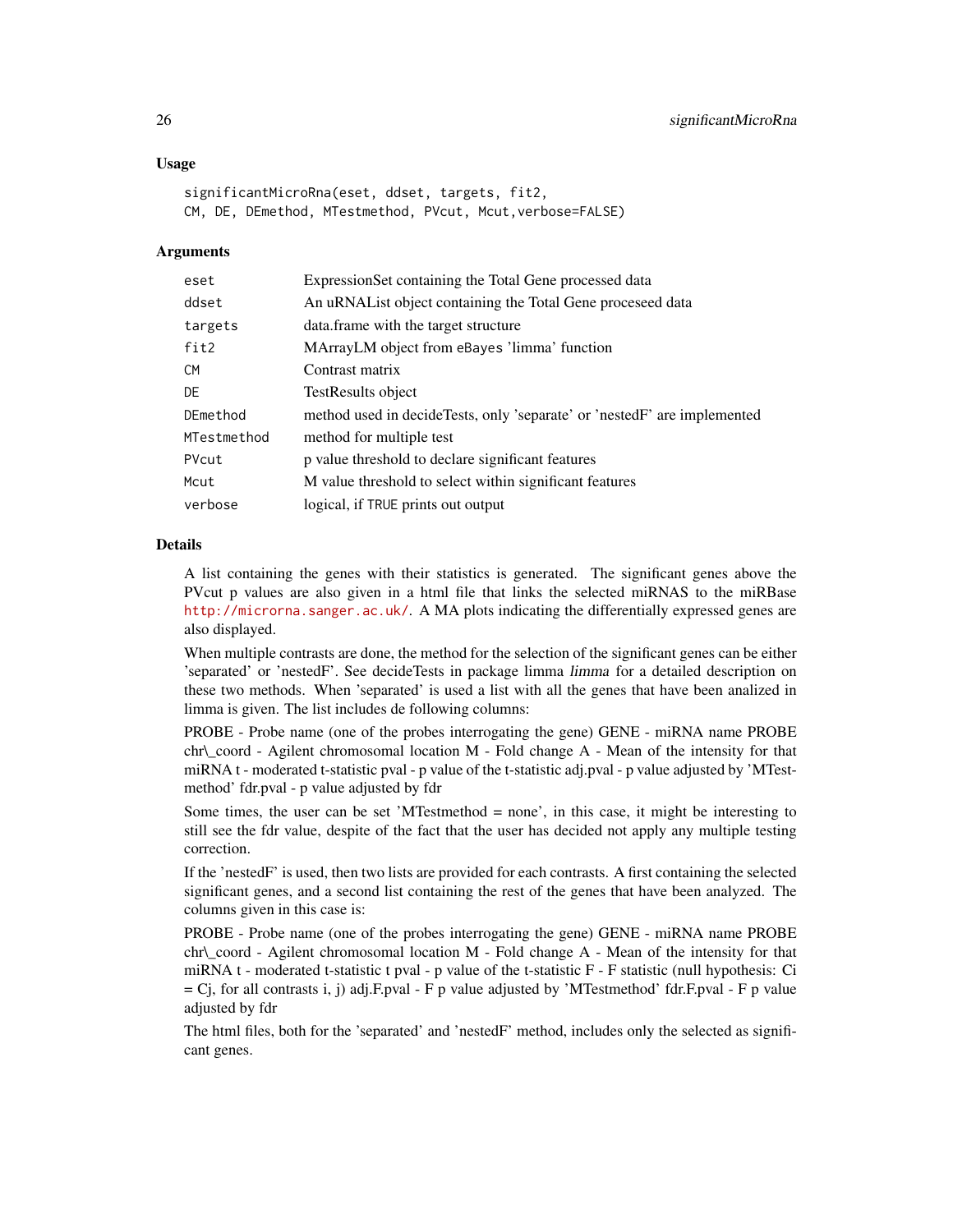### Usage

```
significantMicroRna(eset, ddset, targets, fit2,
CM, DE, DEmethod, MTestmethod, PVcut, Mcut,verbose=FALSE)
```

### Arguments

| | |
|---|---|
| eset | ExpressionSet containing the Total Gene processed data |
| ddset | An uRNAList object containing the Total Gene proceseed data |
| targets | data.frame with the target structure |
| fit2 | MArrayLM object from eBayes 'limma' function |
| CM | Contrast matrix |
| DE | TestResults object |
| DEmethod | method used in decideTests, only 'separate' or 'nestedF' are implemented |
| MTestmethod | method for multiple test |
| PVcut | p value threshold to declare significant features |
| Mcut | M value threshold to select within significant features |
| verbose | logical, if TRUE prints out output |

### Details

A list containing the genes with their statistics is generated. The significant genes above the PVcut p values are also given in a html file that links the selected miRNAS to the miRBase http://microrna.sanger.ac.uk/. A MA plots indicating the differentially expressed genes are also displayed.

When multiple contrasts are done, the method for the selection of the significant genes can be either 'separated' or 'nestedF'. See decideTests in package limma *limma* for a detailed description on these two methods. When 'separated' is used a list with all the genes that have been analized in limma is given. The list includes de following columns:

PROBE - Probe name (one of the probes interrogating the gene) GENE - miRNA name PROBE chr\_coord - Agilent chromosomal location M - Fold change A - Mean of the intensity for that miRNA t - moderated t-statistic pval - p value of the t-statistic adj.pval - p value adjusted by 'MTestmethod' fdr.pval - p value adjusted by fdr

Some times, the user can be set 'MTestmethod = none', in this case, it might be interesting to still see the fdr value, despite of the fact that the user has decided not apply any multiple testing correction.

If the 'nestedF' is used, then two lists are provided for each contrasts. A first containing the selected significant genes, and a second list containing the rest of the genes that have been analyzed. The columns given in this case is:

PROBE - Probe name (one of the probes interrogating the gene) GENE - miRNA name PROBE chr\_coord - Agilent chromosomal location M - Fold change A - Mean of the intensity for that miRNA t - moderated t-statistic t pval - p value of the t-statistic F - F statistic (null hypothesis: Ci = Cj, for all contrasts i, j) adj.F.pval - F p value adjusted by 'MTestmethod' fdr.F.pval - F p value adjusted by fdr

The html files, both for the 'separated' and 'nestedF' method, includes only the selected as significant genes.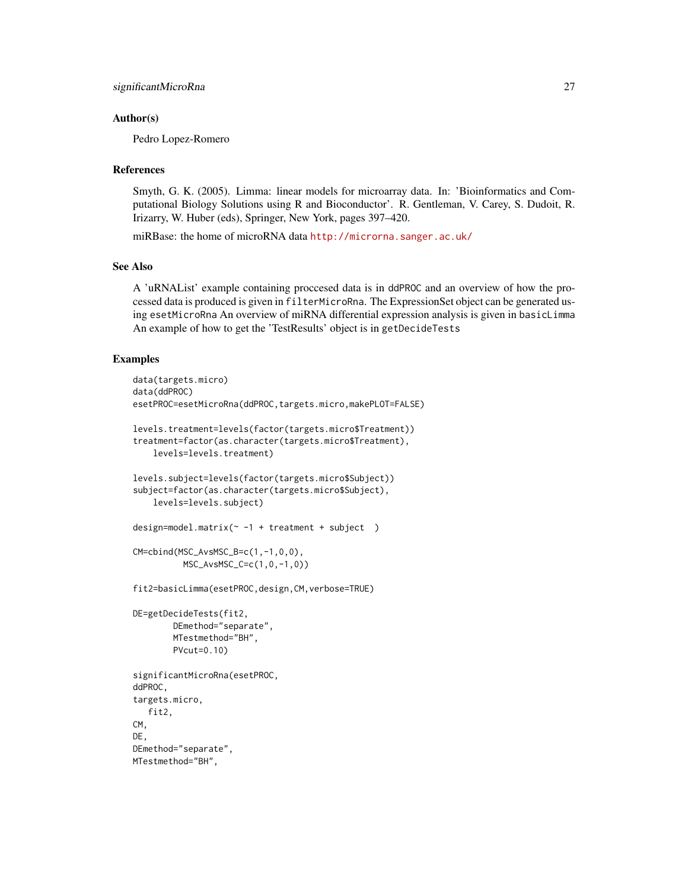## Author(s)

Pedro Lopez-Romero

## References

Smyth, G. K. (2005). Limma: linear models for microarray data. In: 'Bioinformatics and Computational Biology Solutions using R and Bioconductor'. R. Gentleman, V. Carey, S. Dudoit, R. Irizarry, W. Huber (eds), Springer, New York, pages 397–420.

miRBase: the home of microRNA data http://microrna.sanger.ac.uk/

## See Also

A 'uRNAList' example containing proccesed data is in ddPROC and an overview of how the processed data is produced is given in filterMicroRna. The ExpressionSet object can be generated using esetMicroRna An overview of miRNA differential expression analysis is given in basicLimma An example of how to get the 'TestResults' object is in getDecideTests

## Examples

```
data(targets.micro)
data(ddPROC)
esetPROC=esetMicroRna(ddPROC,targets.micro,makePLOT=FALSE)

levels.treatment=levels(factor(targets.micro$Treatment))
treatment=factor(as.character(targets.micro$Treatment),
    levels=levels.treatment)

levels.subject=levels(factor(targets.micro$Subject))
subject=factor(as.character(targets.micro$Subject),
    levels=levels.subject)

design=model.matrix(~ -1 + treatment + subject  )

CM=cbind(MSC_AvsMSC_B=c(1,-1,0,0),
          MSC_AvsMSC_C=c(1,0,-1,0))

fit2=basicLimma(esetPROC,design,CM,verbose=TRUE)

DE=getDecideTests(fit2,
        DEmethod="separate",
        MTestmethod="BH",
        PVcut=0.10)

significantMicroRna(esetPROC,
ddPROC,
targets.micro,
   fit2,
CM,
DE,
DEmethod="separate",
MTestmethod="BH",
```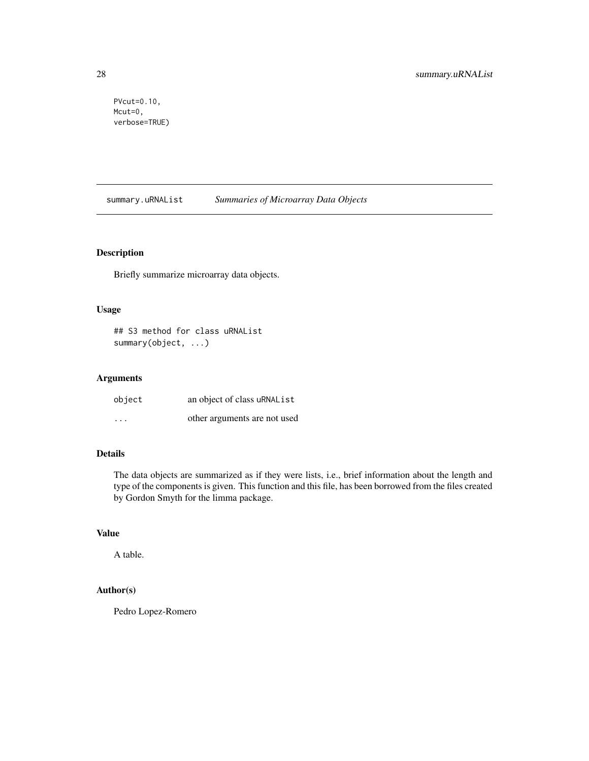```
PVcut=0.10,
Mcut=0,
verbose=TRUE)
```

## summary.uRNAList *Summaries of Microarray Data Objects*

### Description

Briefly summarize microarray data objects.

### Usage

```
## S3 method for class uRNAList
summary(object, ...)
```

### Arguments

| | |
|---|---|
| object | an object of class uRNAList |
| ... | other arguments are not used |

### Details

The data objects are summarized as if they were lists, i.e., brief information about the length and type of the components is given. This function and this file, has been borrowed from the files created by Gordon Smyth for the limma package.

### Value

A table.

### Author(s)

Pedro Lopez-Romero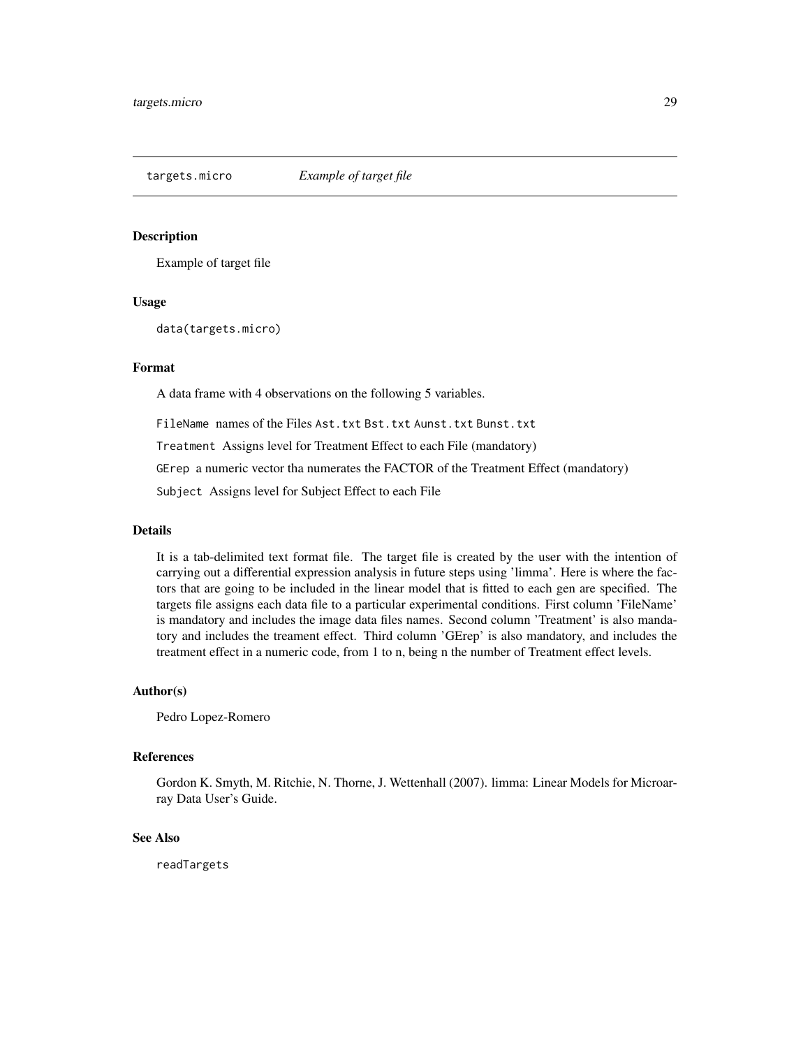## targets.micro *Example of target file*

### Description

Example of target file

### Usage

```
data(targets.micro)
```

### Format

A data frame with 4 observations on the following 5 variables.

`FileName` names of the Files `Ast.txt` `Bst.txt` `Aunst.txt` `Bunst.txt`

`Treatment` Assigns level for Treatment Effect to each File (mandatory)

`GErep` a numeric vector tha numerates the FACTOR of the Treatment Effect (mandatory)

`Subject` Assigns level for Subject Effect to each File

### Details

It is a tab-delimited text format file. The target file is created by the user with the intention of carrying out a differential expression analysis in future steps using 'limma'. Here is where the factors that are going to be included in the linear model that is fitted to each gen are specified. The targets file assigns each data file to a particular experimental conditions. First column 'FileName' is mandatory and includes the image data files names. Second column 'Treatment' is also mandatory and includes the treament effect. Third column 'GErep' is also mandatory, and includes the treatment effect in a numeric code, from 1 to n, being n the number of Treatment effect levels.

### Author(s)

Pedro Lopez-Romero

### References

Gordon K. Smyth, M. Ritchie, N. Thorne, J. Wettenhall (2007). limma: Linear Models for Microarray Data User's Guide.

### See Also

`readTargets`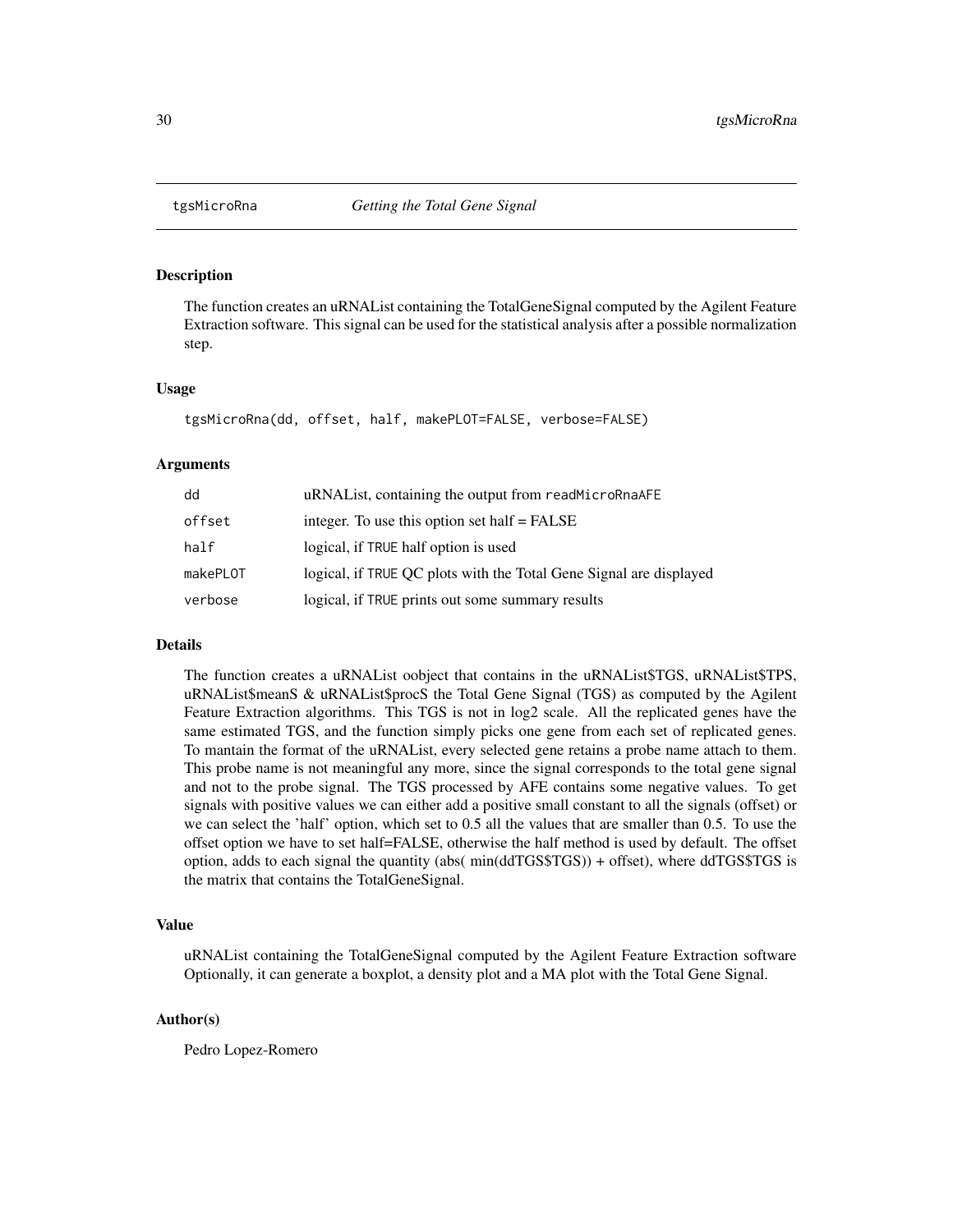## tgsMicroRna &nbsp;&nbsp;&nbsp; *Getting the Total Gene Signal*

### Description

The function creates an uRNAList containing the TotalGeneSignal computed by the Agilent Feature Extraction software. This signal can be used for the statistical analysis after a possible normalization step.

### Usage

```
tgsMicroRna(dd, offset, half, makePLOT=FALSE, verbose=FALSE)
```

### Arguments

| | |
|---|---|
| dd | uRNAList, containing the output from readMicroRnaAFE |
| offset | integer. To use this option set half = FALSE |
| half | logical, if TRUE half option is used |
| makePLOT | logical, if TRUE QC plots with the Total Gene Signal are displayed |
| verbose | logical, if TRUE prints out some summary results |

### Details

The function creates a uRNAList oobject that contains in the uRNAList$TGS, uRNAList$TPS, uRNAList$meanS & uRNAList$procS the Total Gene Signal (TGS) as computed by the Agilent Feature Extraction algorithms. This TGS is not in log2 scale. All the replicated genes have the same estimated TGS, and the function simply picks one gene from each set of replicated genes. To mantain the format of the uRNAList, every selected gene retains a probe name attach to them. This probe name is not meaningful any more, since the signal corresponds to the total gene signal and not to the probe signal. The TGS processed by AFE contains some negative values. To get signals with positive values we can either add a positive small constant to all the signals (offset) or we can select the 'half' option, which set to 0.5 all the values that are smaller than 0.5. To use the offset option we have to set half=FALSE, otherwise the half method is used by default. The offset option, adds to each signal the quantity (abs( min(ddTGS$TGS)) + offset), where ddTGS$TGS is the matrix that contains the TotalGeneSignal.

### Value

uRNAList containing the TotalGeneSignal computed by the Agilent Feature Extraction software Optionally, it can generate a boxplot, a density plot and a MA plot with the Total Gene Signal.

### Author(s)

Pedro Lopez-Romero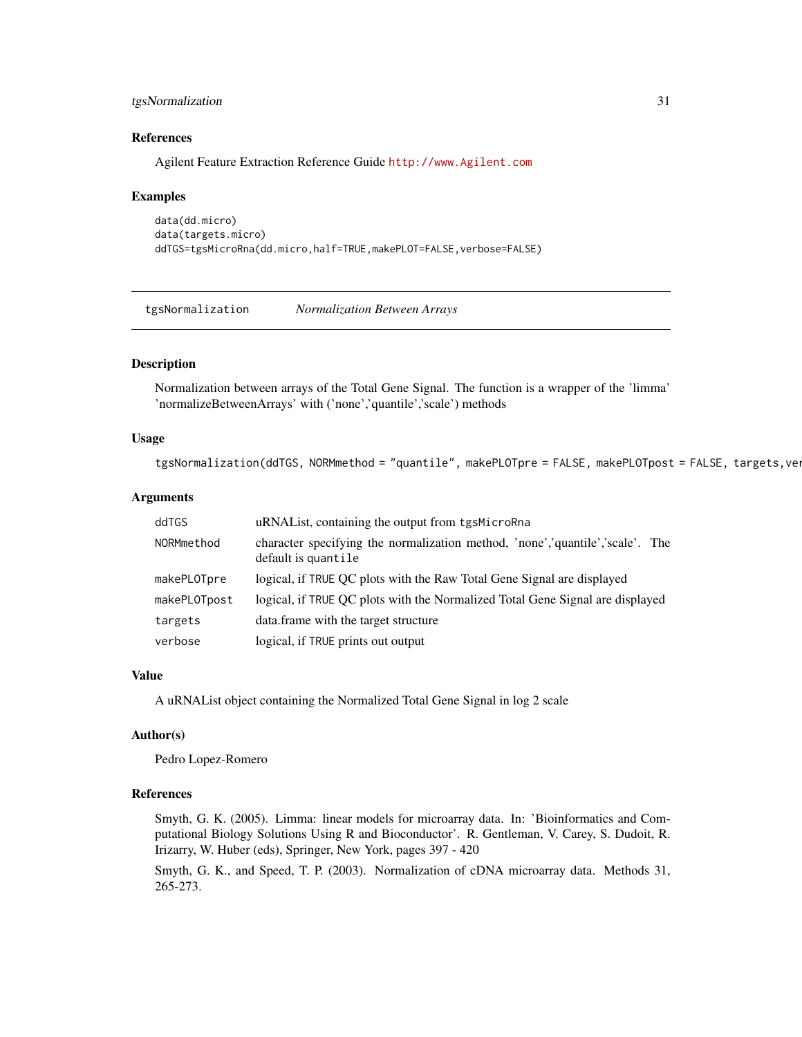### References

Agilent Feature Extraction Reference Guide http://www.Agilent.com

### Examples

```
data(dd.micro)
data(targets.micro)
ddTGS=tgsMicroRna(dd.micro,half=TRUE,makePLOT=FALSE,verbose=FALSE)
```

---

## tgsNormalization *Normalization Between Arrays*

---

### Description

Normalization between arrays of the Total Gene Signal. The function is a wrapper of the 'limma' 'normalizeBetweenArrays' with ('none','quantile','scale') methods

### Usage

```
tgsNormalization(ddTGS, NORMmethod = "quantile", makePLOTpre = FALSE, makePLOTpost = FALSE, targets,ver
```

### Arguments

| | |
|---|---|
| ddTGS | uRNAList, containing the output from `tgsMicroRna` |
| NORMmethod | character specifying the normalization method, 'none','quantile','scale'. The default is `quantile` |
| makePLOTpre | logical, if `TRUE` QC plots with the Raw Total Gene Signal are displayed |
| makePLOTpost | logical, if `TRUE` QC plots with the Normalized Total Gene Signal are displayed |
| targets | data.frame with the target structure |
| verbose | logical, if `TRUE` prints out output |

### Value

A uRNAList object containing the Normalized Total Gene Signal in log 2 scale

### Author(s)

Pedro Lopez-Romero

### References

Smyth, G. K. (2005). Limma: linear models for microarray data. In: 'Bioinformatics and Computational Biology Solutions Using R and Bioconductor'. R. Gentleman, V. Carey, S. Dudoit, R. Irizarry, W. Huber (eds), Springer, New York, pages 397 - 420

Smyth, G. K., and Speed, T. P. (2003). Normalization of cDNA microarray data. Methods 31, 265-273.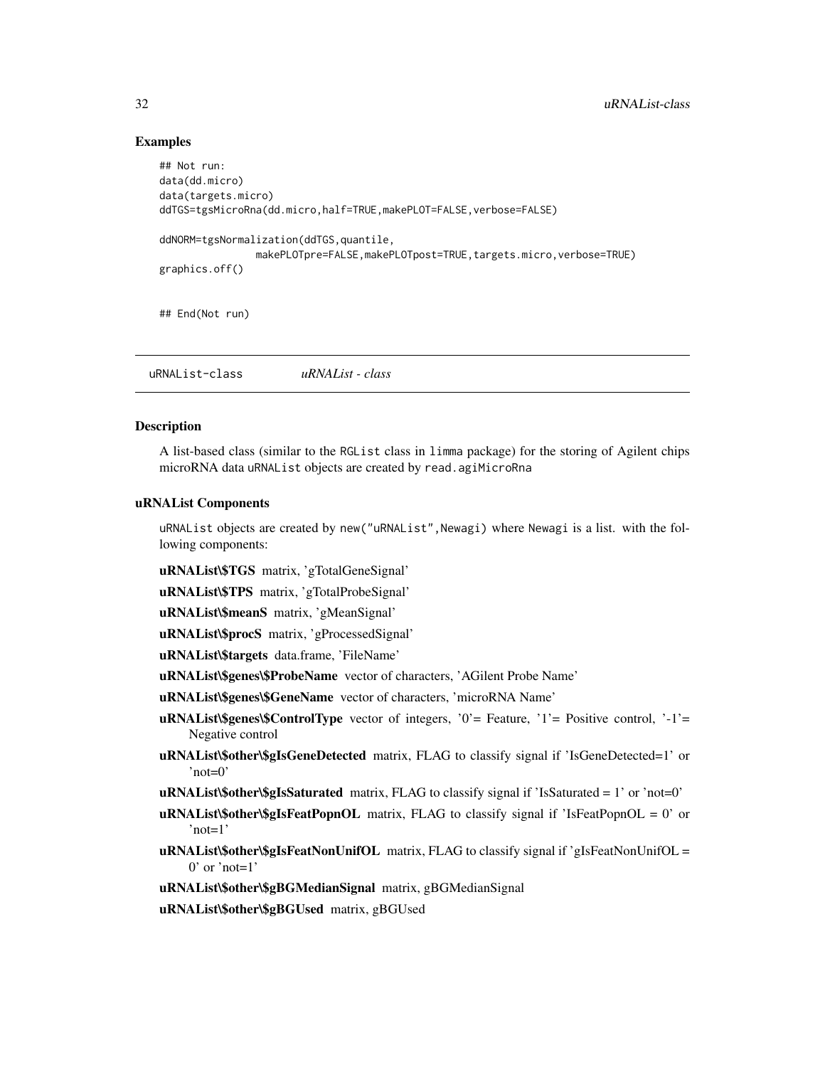## Examples

```
## Not run:
data(dd.micro)
data(targets.micro)
ddTGS=tgsMicroRna(dd.micro,half=TRUE,makePLOT=FALSE,verbose=FALSE)

ddNORM=tgsNormalization(ddTGS,quantile,
                makePLOTpre=FALSE,makePLOTpost=TRUE,targets.micro,verbose=TRUE)
graphics.off()


## End(Not run)
```

---

# uRNAList-class *uRNAList - class*

---

## Description

A list-based class (similar to the RGList class in limma package) for the storing of Agilent chips microRNA data uRNAList objects are created by read.agiMicroRna

## uRNAList Components

uRNAList objects are created by new("uRNAList",Newagi) where Newagi is a list. with the following components:

**uRNAList$TGS** matrix, 'gTotalGeneSignal'

**uRNAList$TPS** matrix, 'gTotalProbeSignal'

**uRNAList$meanS** matrix, 'gMeanSignal'

**uRNAList$procS** matrix, 'gProcessedSignal'

**uRNAList$targets** data.frame, 'FileName'

**uRNAList$genes$ProbeName** vector of characters, 'AGilent Probe Name'

**uRNAList$genes$GeneName** vector of characters, 'microRNA Name'

**uRNAList$genes$ControlType** vector of integers, '0'= Feature, '1'= Positive control, '-1'= Negative control

**uRNAList$other$gIsGeneDetected** matrix, FLAG to classify signal if 'IsGeneDetected=1' or 'not=0'

**uRNAList$other$gIsSaturated** matrix, FLAG to classify signal if 'IsSaturated = 1' or 'not=0'

**uRNAList$other$gIsFeatPopnOL** matrix, FLAG to classify signal if 'IsFeatPopnOL = 0' or 'not=1'

**uRNAList$other$gIsFeatNonUnifOL** matrix, FLAG to classify signal if 'gIsFeatNonUnifOL = 0' or 'not=1'

**uRNAList$other$gBGMedianSignal** matrix, gBGMedianSignal

**uRNAList$other$gBGUsed** matrix, gBGUsed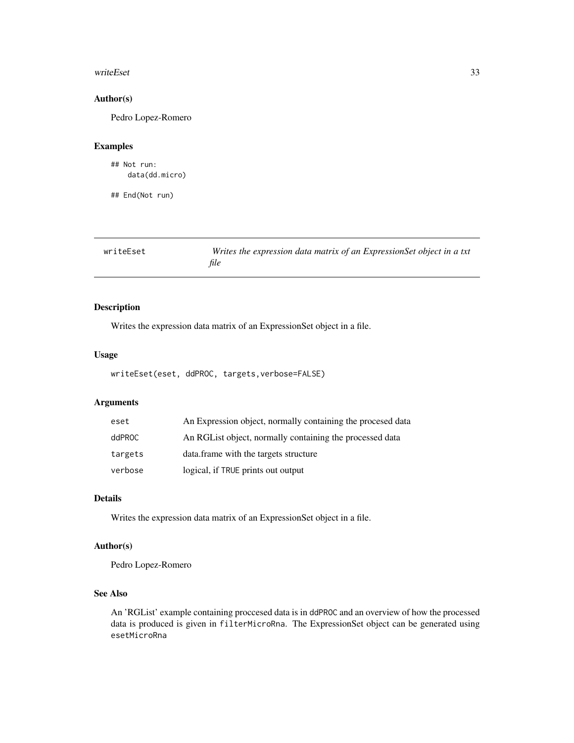### Author(s)

Pedro Lopez-Romero

### Examples

```
## Not run:
    data(dd.micro)

## End(Not run)
```

---

## writeEset — *Writes the expression data matrix of an ExpressionSet object in a txt file*

---

### Description

Writes the expression data matrix of an ExpressionSet object in a file.

### Usage

```
writeEset(eset, ddPROC, targets,verbose=FALSE)
```

### Arguments

| | |
|---|---|
| `eset` | An Expression object, normally containing the procesed data |
| `ddPROC` | An RGList object, normally containing the processed data |
| `targets` | data.frame with the targets structure |
| `verbose` | logical, if `TRUE` prints out output |

### Details

Writes the expression data matrix of an ExpressionSet object in a file.

### Author(s)

Pedro Lopez-Romero

### See Also

An 'RGList' example containing proccesed data is in `ddPROC` and an overview of how the processed data is produced is given in `filterMicroRna`. The ExpressionSet object can be generated using `esetMicroRna`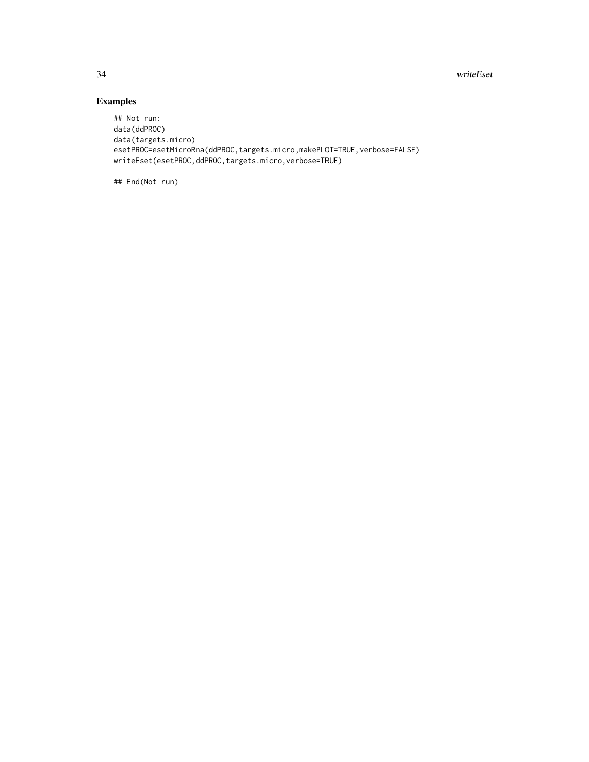## Examples

```
## Not run:
data(ddPROC)
data(targets.micro)
esetPROC=esetMicroRna(ddPROC,targets.micro,makePLOT=TRUE,verbose=FALSE)
writeEset(esetPROC,ddPROC,targets.micro,verbose=TRUE)

## End(Not run)
```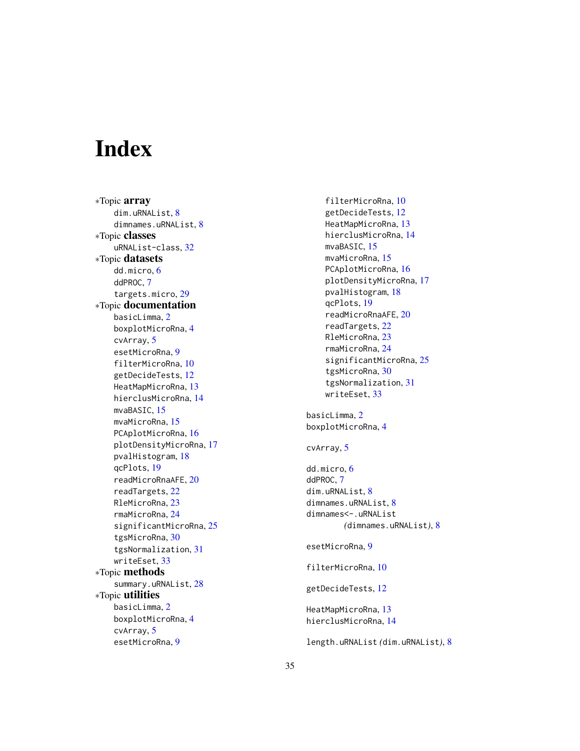# Index

*Topic **array**
- dim.uRNAList, 8
- dimnames.uRNAList, 8

*Topic **classes**
- uRNAList-class, 32

*Topic **datasets**
- dd.micro, 6
- ddPROC, 7
- targets.micro, 29

*Topic **documentation**
- basicLimma, 2
- boxplotMicroRna, 4
- cvArray, 5
- esetMicroRna, 9
- filterMicroRna, 10
- getDecideTests, 12
- HeatMapMicroRna, 13
- hierclusMicroRna, 14
- mvaBASIC, 15
- mvaMicroRna, 15
- PCAplotMicroRna, 16
- plotDensityMicroRna, 17
- pvalHistogram, 18
- qcPlots, 19
- readMicroRnaAFE, 20
- readTargets, 22
- RleMicroRna, 23
- rmaMicroRna, 24
- significantMicroRna, 25
- tgsMicroRna, 30
- tgsNormalization, 31
- writeEset, 33

*Topic **methods**
- summary.uRNAList, 28

*Topic **utilities**
- basicLimma, 2
- boxplotMicroRna, 4
- cvArray, 5
- esetMicroRna, 9
- filterMicroRna, 10
- getDecideTests, 12
- HeatMapMicroRna, 13
- hierclusMicroRna, 14
- mvaBASIC, 15
- mvaMicroRna, 15
- PCAplotMicroRna, 16
- plotDensityMicroRna, 17
- pvalHistogram, 18
- qcPlots, 19
- readMicroRnaAFE, 20
- readTargets, 22
- RleMicroRna, 23
- rmaMicroRna, 24
- significantMicroRna, 25
- tgsMicroRna, 30
- tgsNormalization, 31
- writeEset, 33

basicLimma, 2
boxplotMicroRna, 4

cvArray, 5

dd.micro, 6
ddPROC, 7
dim.uRNAList, 8
dimnames.uRNAList, 8
dimnames<-.uRNAList (dimnames.uRNAList), 8

esetMicroRna, 9

filterMicroRna, 10

getDecideTests, 12

HeatMapMicroRna, 13
hierclusMicroRna, 14

length.uRNAList (dim.uRNAList), 8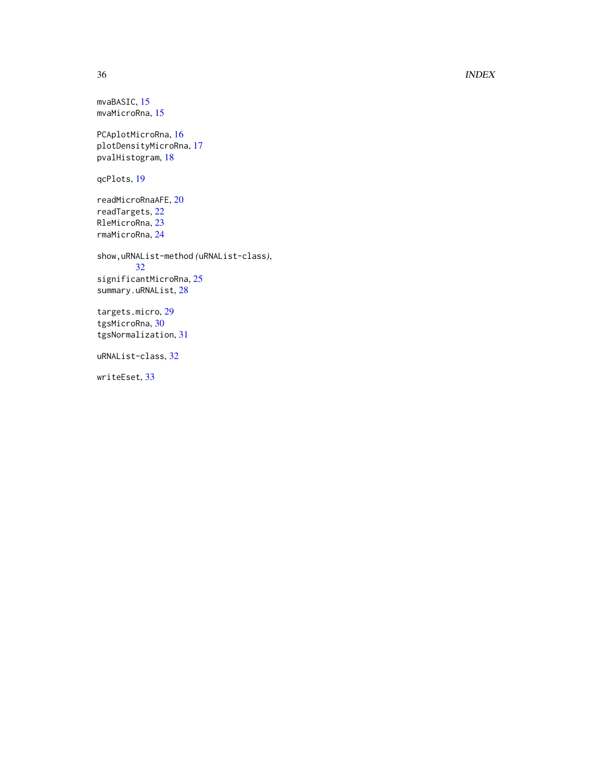mvaBASIC, 15
mvaMicroRna, 15

PCAplotMicroRna, 16
plotDensityMicroRna, 17
pvalHistogram, 18

qcPlots, 19

readMicroRnaAFE, 20
readTargets, 22
RleMicroRna, 23
rmaMicroRna, 24

show,uRNAList-method *(*uRNAList-class*)*, 32
significantMicroRna, 25
summary.uRNAList, 28

targets.micro, 29
tgsMicroRna, 30
tgsNormalization, 31

uRNAList-class, 32

writeEset, 33